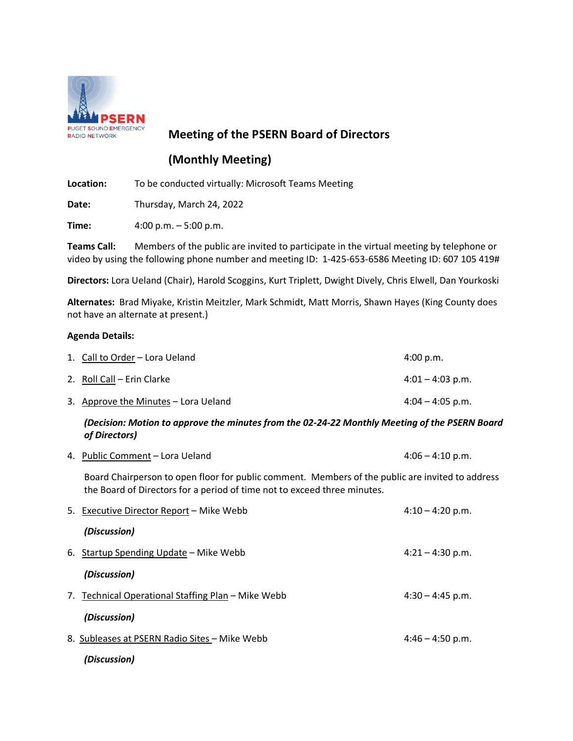# Meeting of the PSERN Board of Directors

## (Monthly Meeting)

**Location:** To be conducted virtually: Microsoft Teams Meeting

**Date:** Thursday, March 24, 2022

**Time:** 4:00 p.m. – 5:00 p.m.

**Teams Call:** Members of the public are invited to participate in the virtual meeting by telephone or video by using the following phone number and meeting ID: 1-425-653-6586 Meeting ID: 607 105 419#

**Directors:** Lora Ueland (Chair), Harold Scoggins, Kurt Triplett, Dwight Dively, Chris Elwell, Dan Yourkoski

**Alternates:** Brad Miyake, Kristin Meitzler, Mark Schmidt, Matt Morris, Shawn Hayes (King County does not have an alternate at present.)

**Agenda Details:**

1. Call to Order – Lora Ueland — 4:00 p.m.

2. Roll Call – Erin Clarke — 4:01 – 4:03 p.m.

3. Approve the Minutes – Lora Ueland — 4:04 – 4:05 p.m.

   ***(Decision: Motion to approve the minutes from the 02-24-22 Monthly Meeting of the PSERN Board of Directors)***

4. Public Comment – Lora Ueland — 4:06 – 4:10 p.m.

   Board Chairperson to open floor for public comment. Members of the public are invited to address the Board of Directors for a period of time not to exceed three minutes.

5. Executive Director Report – Mike Webb — 4:10 – 4:20 p.m.

   ***(Discussion)***

6. Startup Spending Update – Mike Webb — 4:21 – 4:30 p.m.

   ***(Discussion)***

7. Technical Operational Staffing Plan – Mike Webb — 4:30 – 4:45 p.m.

   ***(Discussion)***

8. Subleases at PSERN Radio Sites – Mike Webb — 4:46 – 4:50 p.m.

   ***(Discussion)***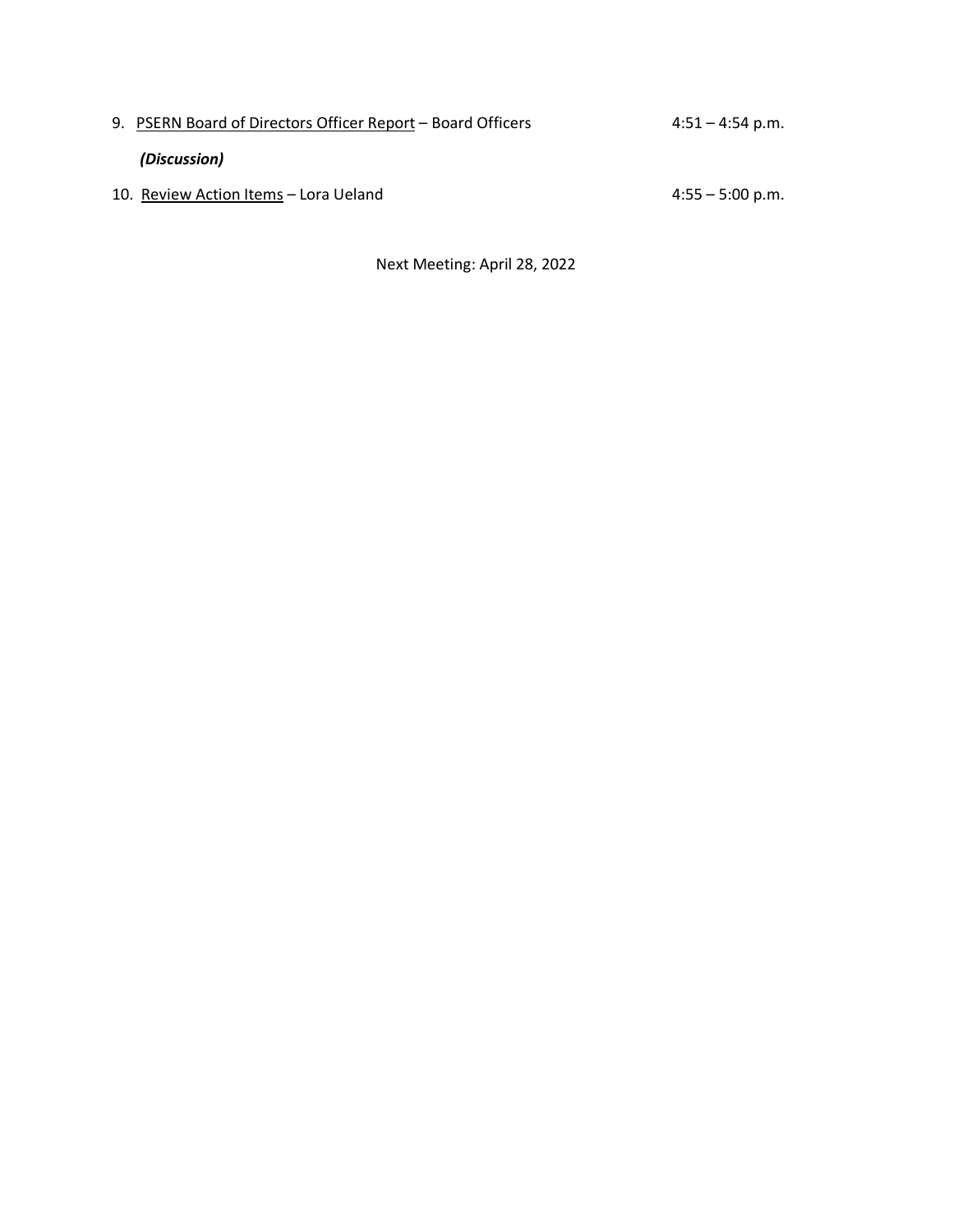9. <u>PSERN Board of Directors Officer Report</u> – Board Officers 4:51 – 4:54 p.m.

   ***(Discussion)***

10. <u>Review Action Items</u> – Lora Ueland 4:55 – 5:00 p.m.

Next Meeting: April 28, 2022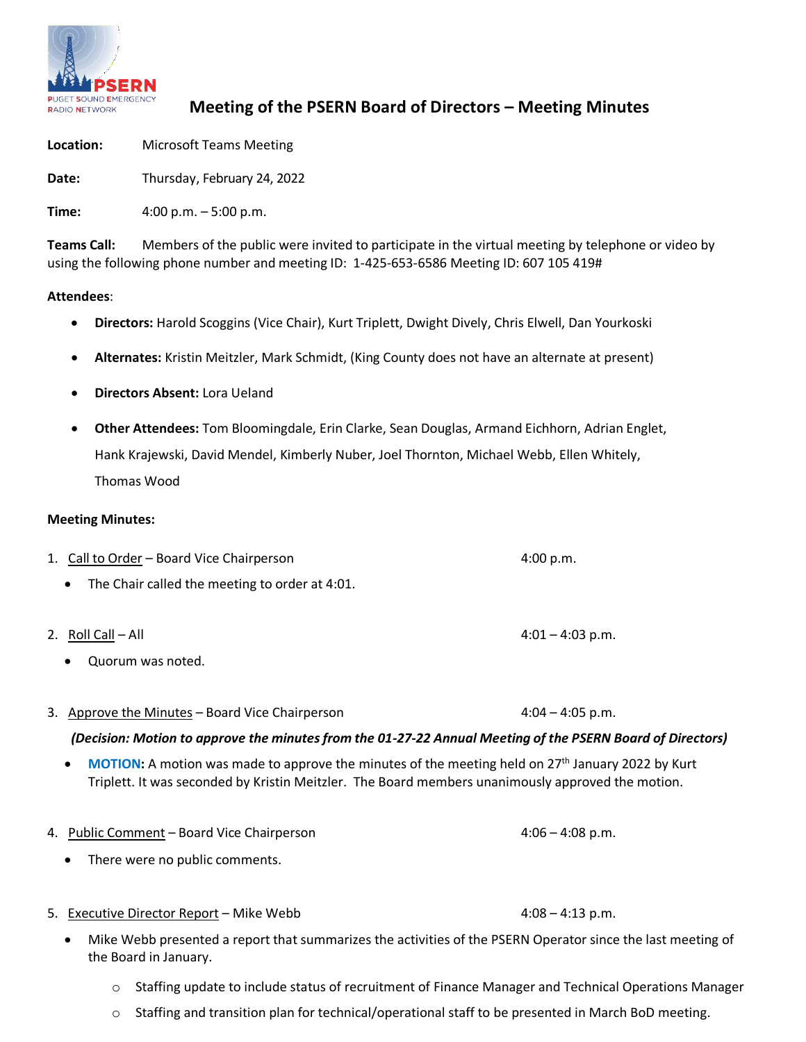# Meeting of the PSERN Board of Directors – Meeting Minutes

**Location:** Microsoft Teams Meeting

**Date:** Thursday, February 24, 2022

**Time:** 4:00 p.m. – 5:00 p.m.

**Teams Call:** Members of the public were invited to participate in the virtual meeting by telephone or video by using the following phone number and meeting ID: 1-425-653-6586 Meeting ID: 607 105 419#

**Attendees**:

- **Directors:** Harold Scoggins (Vice Chair), Kurt Triplett, Dwight Dively, Chris Elwell, Dan Yourkoski
- **Alternates:** Kristin Meitzler, Mark Schmidt, (King County does not have an alternate at present)
- **Directors Absent:** Lora Ueland
- **Other Attendees:** Tom Bloomingdale, Erin Clarke, Sean Douglas, Armand Eichhorn, Adrian Englet, Hank Krajewski, David Mendel, Kimberly Nuber, Joel Thornton, Michael Webb, Ellen Whitely, Thomas Wood

**Meeting Minutes:**

1. Call to Order – Board Vice Chairperson — 4:00 p.m.
   - The Chair called the meeting to order at 4:01.

2. Roll Call – All — 4:01 – 4:03 p.m.
   - Quorum was noted.

3. Approve the Minutes – Board Vice Chairperson — 4:04 – 4:05 p.m.

   ***(Decision: Motion to approve the minutes from the 01-27-22 Annual Meeting of the PSERN Board of Directors)***

   - **MOTION:** A motion was made to approve the minutes of the meeting held on 27th January 2022 by Kurt Triplett. It was seconded by Kristin Meitzler. The Board members unanimously approved the motion.

4. Public Comment – Board Vice Chairperson — 4:06 – 4:08 p.m.
   - There were no public comments.

5. Executive Director Report – Mike Webb — 4:08 – 4:13 p.m.
   - Mike Webb presented a report that summarizes the activities of the PSERN Operator since the last meeting of the Board in January.
     - Staffing update to include status of recruitment of Finance Manager and Technical Operations Manager
     - Staffing and transition plan for technical/operational staff to be presented in March BoD meeting.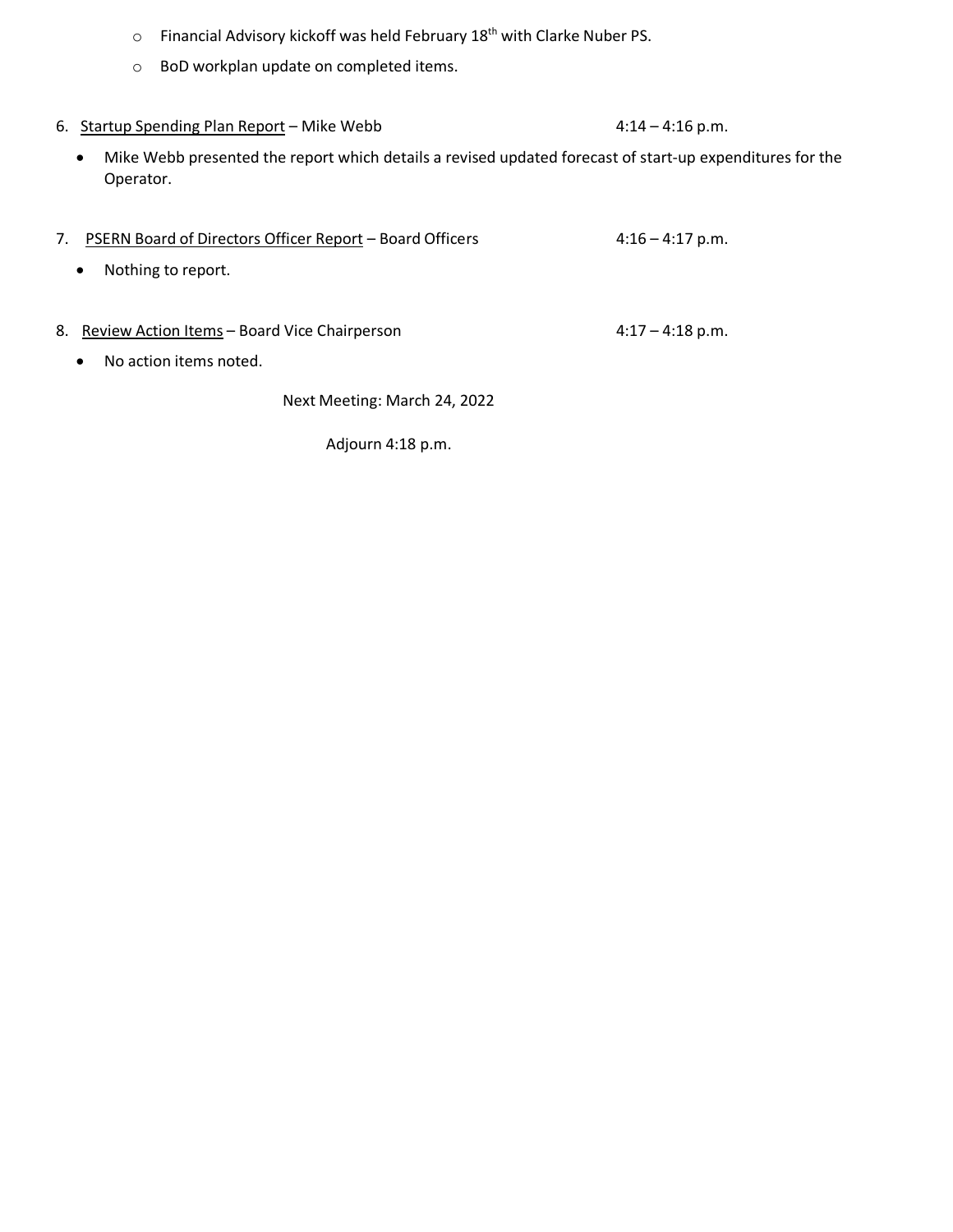- Financial Advisory kickoff was held February 18th with Clarke Nuber PS.
- BoD workplan update on completed items.

6. <u>Startup Spending Plan Report</u> – Mike Webb 4:14 – 4:16 p.m.

- Mike Webb presented the report which details a revised updated forecast of start-up expenditures for the Operator.

7. <u>PSERN Board of Directors Officer Report</u> – Board Officers 4:16 – 4:17 p.m.

- Nothing to report.

8. <u>Review Action Items</u> – Board Vice Chairperson 4:17 – 4:18 p.m.

- No action items noted.

Next Meeting: March 24, 2022

Adjourn 4:18 p.m.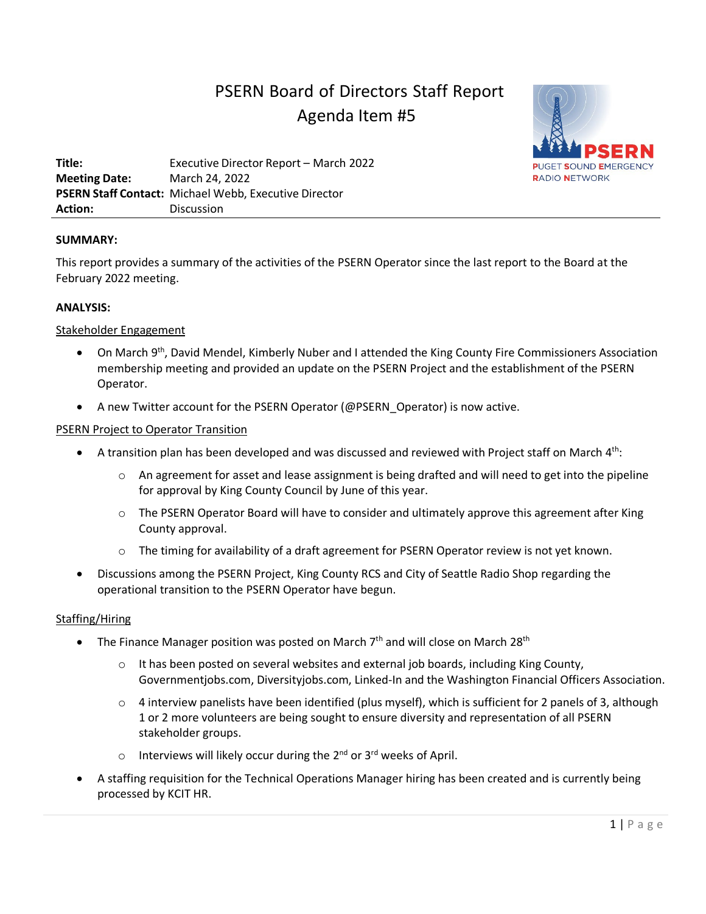# PSERN Board of Directors Staff Report
## Agenda Item #5

**Title:** Executive Director Report – March 2022
**Meeting Date:** March 24, 2022
**PSERN Staff Contact:** Michael Webb, Executive Director
**Action:** Discussion

**SUMMARY:**

This report provides a summary of the activities of the PSERN Operator since the last report to the Board at the February 2022 meeting.

**ANALYSIS:**

Stakeholder Engagement

- On March 9th, David Mendel, Kimberly Nuber and I attended the King County Fire Commissioners Association membership meeting and provided an update on the PSERN Project and the establishment of the PSERN Operator.
- A new Twitter account for the PSERN Operator (@PSERN_Operator) is now active.

PSERN Project to Operator Transition

- A transition plan has been developed and was discussed and reviewed with Project staff on March 4th:
  - An agreement for asset and lease assignment is being drafted and will need to get into the pipeline for approval by King County Council by June of this year.
  - The PSERN Operator Board will have to consider and ultimately approve this agreement after King County approval.
  - The timing for availability of a draft agreement for PSERN Operator review is not yet known.
- Discussions among the PSERN Project, King County RCS and City of Seattle Radio Shop regarding the operational transition to the PSERN Operator have begun.

Staffing/Hiring

- The Finance Manager position was posted on March 7th and will close on March 28th
  - It has been posted on several websites and external job boards, including King County, Governmentjobs.com, Diversityjobs.com, Linked-In and the Washington Financial Officers Association.
  - 4 interview panelists have been identified (plus myself), which is sufficient for 2 panels of 3, although 1 or 2 more volunteers are being sought to ensure diversity and representation of all PSERN stakeholder groups.
  - Interviews will likely occur during the 2nd or 3rd weeks of April.
- A staffing requisition for the Technical Operations Manager hiring has been created and is currently being processed by KCIT HR.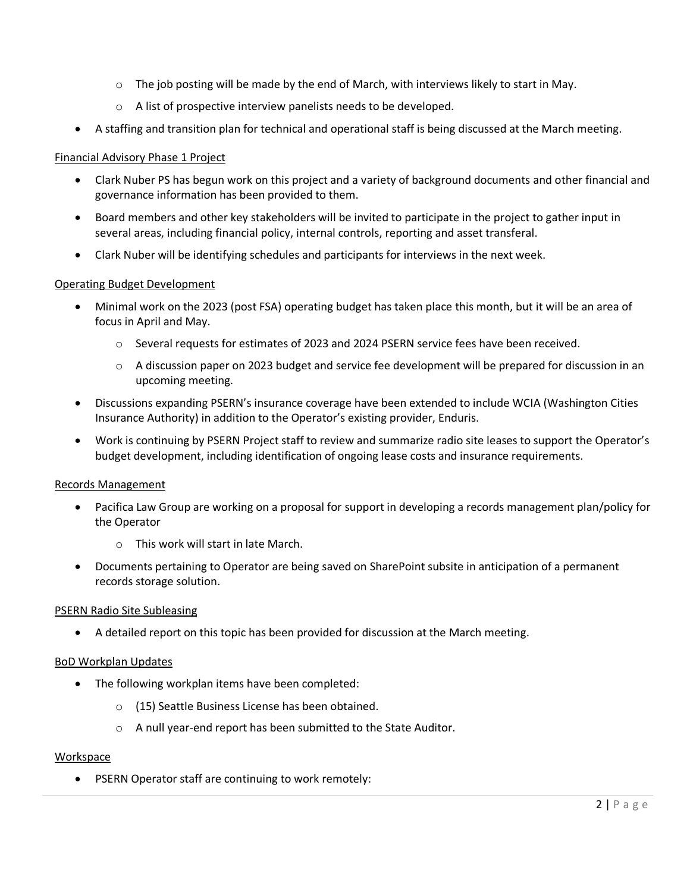- The job posting will be made by the end of March, with interviews likely to start in May.
    - A list of prospective interview panelists needs to be developed.
- A staffing and transition plan for technical and operational staff is being discussed at the March meeting.

<u>Financial Advisory Phase 1 Project</u>

- Clark Nuber PS has begun work on this project and a variety of background documents and other financial and governance information has been provided to them.
- Board members and other key stakeholders will be invited to participate in the project to gather input in several areas, including financial policy, internal controls, reporting and asset transferal.
- Clark Nuber will be identifying schedules and participants for interviews in the next week.

<u>Operating Budget Development</u>

- Minimal work on the 2023 (post FSA) operating budget has taken place this month, but it will be an area of focus in April and May.
    - Several requests for estimates of 2023 and 2024 PSERN service fees have been received.
    - A discussion paper on 2023 budget and service fee development will be prepared for discussion in an upcoming meeting.
- Discussions expanding PSERN's insurance coverage have been extended to include WCIA (Washington Cities Insurance Authority) in addition to the Operator's existing provider, Enduris.
- Work is continuing by PSERN Project staff to review and summarize radio site leases to support the Operator's budget development, including identification of ongoing lease costs and insurance requirements.

<u>Records Management</u>

- Pacifica Law Group are working on a proposal for support in developing a records management plan/policy for the Operator
    - This work will start in late March.
- Documents pertaining to Operator are being saved on SharePoint subsite in anticipation of a permanent records storage solution.

<u>PSERN Radio Site Subleasing</u>

- A detailed report on this topic has been provided for discussion at the March meeting.

<u>BoD Workplan Updates</u>

- The following workplan items have been completed:
    - (15) Seattle Business License has been obtained.
    - A null year-end report has been submitted to the State Auditor.

<u>Workspace</u>

- PSERN Operator staff are continuing to work remotely: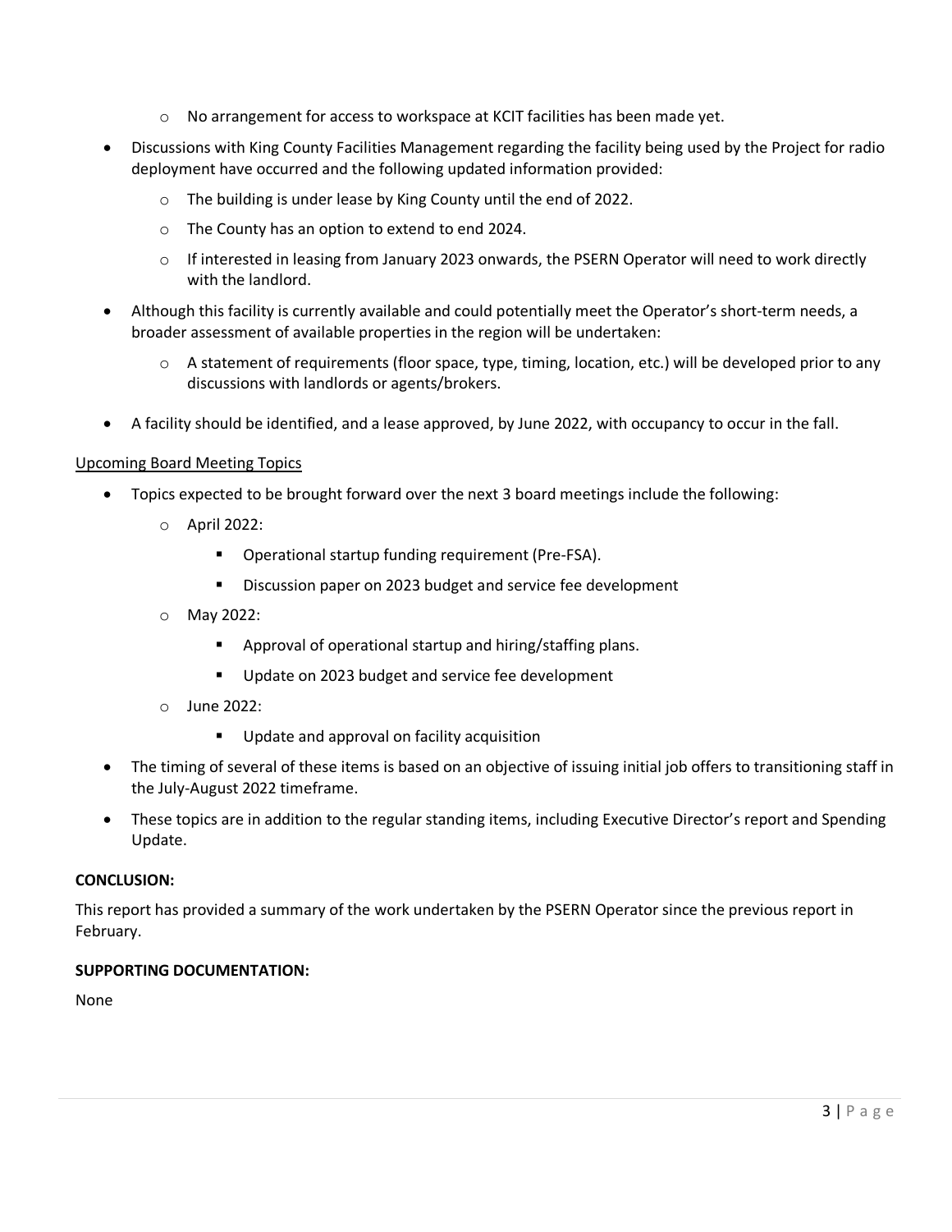- No arrangement for access to workspace at KCIT facilities has been made yet.
- Discussions with King County Facilities Management regarding the facility being used by the Project for radio deployment have occurred and the following updated information provided:
  - The building is under lease by King County until the end of 2022.
  - The County has an option to extend to end 2024.
  - If interested in leasing from January 2023 onwards, the PSERN Operator will need to work directly with the landlord.
- Although this facility is currently available and could potentially meet the Operator's short-term needs, a broader assessment of available properties in the region will be undertaken:
  - A statement of requirements (floor space, type, timing, location, etc.) will be developed prior to any discussions with landlords or agents/brokers.
- A facility should be identified, and a lease approved, by June 2022, with occupancy to occur in the fall.

<u>Upcoming Board Meeting Topics</u>

- Topics expected to be brought forward over the next 3 board meetings include the following:
  - April 2022:
    - Operational startup funding requirement (Pre-FSA).
    - Discussion paper on 2023 budget and service fee development
  - May 2022:
    - Approval of operational startup and hiring/staffing plans.
    - Update on 2023 budget and service fee development
  - June 2022:
    - Update and approval on facility acquisition
- The timing of several of these items is based on an objective of issuing initial job offers to transitioning staff in the July-August 2022 timeframe.
- These topics are in addition to the regular standing items, including Executive Director's report and Spending Update.

**CONCLUSION:**

This report has provided a summary of the work undertaken by the PSERN Operator since the previous report in February.

**SUPPORTING DOCUMENTATION:**

None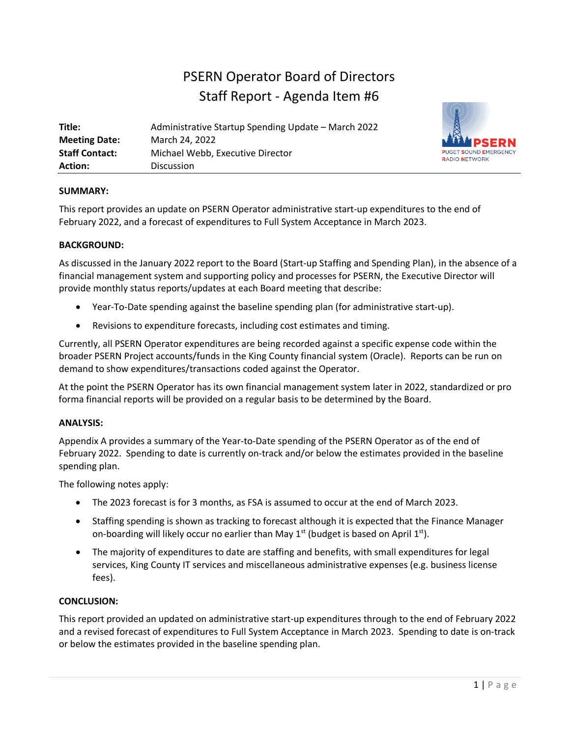# PSERN Operator Board of Directors
## Staff Report - Agenda Item #6

| | |
|---|---|
| **Title:** | Administrative Startup Spending Update – March 2022 |
| **Meeting Date:** | March 24, 2022 |
| **Staff Contact:** | Michael Webb, Executive Director |
| **Action:** | Discussion |

**SUMMARY:**

This report provides an update on PSERN Operator administrative start-up expenditures to the end of February 2022, and a forecast of expenditures to Full System Acceptance in March 2023.

**BACKGROUND:**

As discussed in the January 2022 report to the Board (Start-up Staffing and Spending Plan), in the absence of a financial management system and supporting policy and processes for PSERN, the Executive Director will provide monthly status reports/updates at each Board meeting that describe:

- Year-To-Date spending against the baseline spending plan (for administrative start-up).
- Revisions to expenditure forecasts, including cost estimates and timing.

Currently, all PSERN Operator expenditures are being recorded against a specific expense code within the broader PSERN Project accounts/funds in the King County financial system (Oracle). Reports can be run on demand to show expenditures/transactions coded against the Operator.

At the point the PSERN Operator has its own financial management system later in 2022, standardized or pro forma financial reports will be provided on a regular basis to be determined by the Board.

**ANALYSIS:**

Appendix A provides a summary of the Year-to-Date spending of the PSERN Operator as of the end of February 2022. Spending to date is currently on-track and/or below the estimates provided in the baseline spending plan.

The following notes apply:

- The 2023 forecast is for 3 months, as FSA is assumed to occur at the end of March 2023.
- Staffing spending is shown as tracking to forecast although it is expected that the Finance Manager on-boarding will likely occur no earlier than May 1st (budget is based on April 1st).
- The majority of expenditures to date are staffing and benefits, with small expenditures for legal services, King County IT services and miscellaneous administrative expenses (e.g. business license fees).

**CONCLUSION:**

This report provided an updated on administrative start-up expenditures through to the end of February 2022 and a revised forecast of expenditures to Full System Acceptance in March 2023. Spending to date is on-track or below the estimates provided in the baseline spending plan.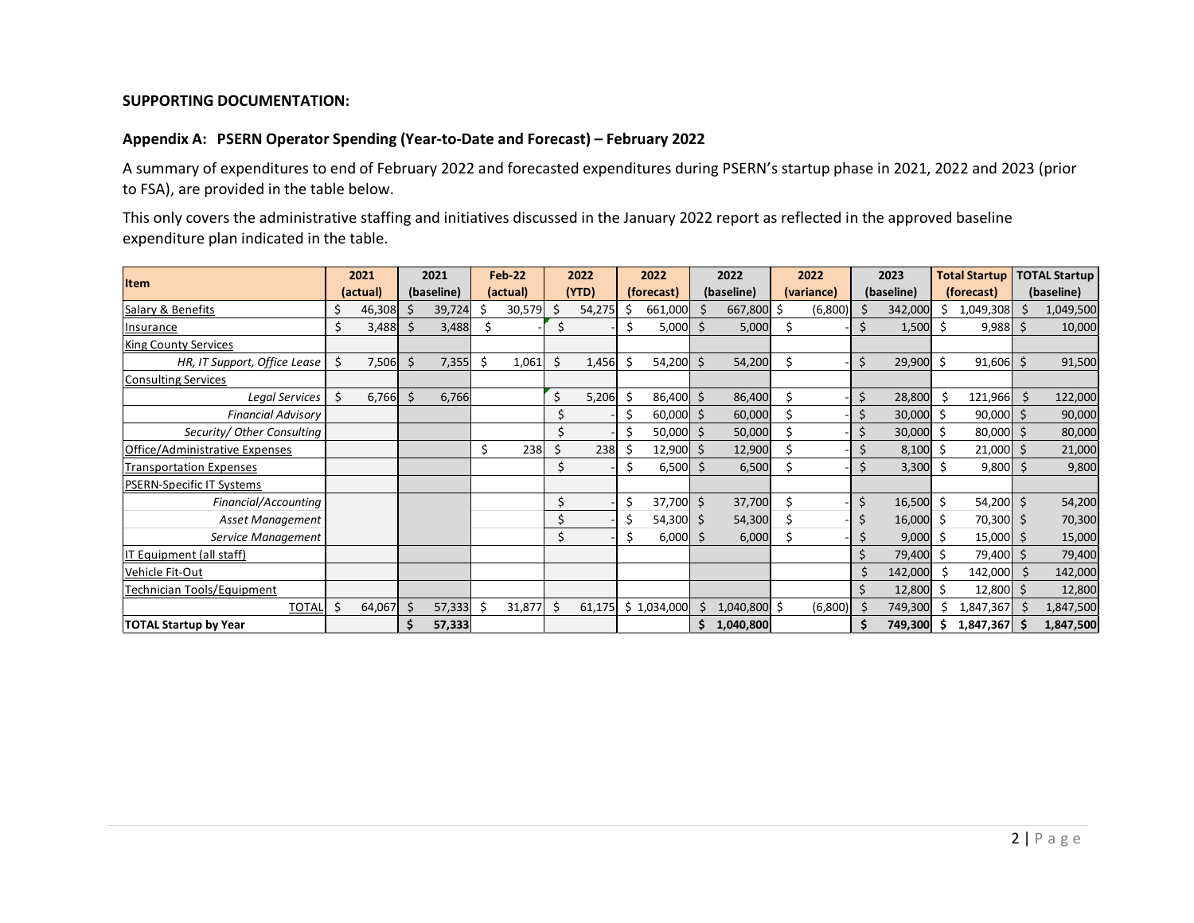**SUPPORTING DOCUMENTATION:**

**Appendix A: PSERN Operator Spending (Year-to-Date and Forecast) – February 2022**

A summary of expenditures to end of February 2022 and forecasted expenditures during PSERN's startup phase in 2021, 2022 and 2023 (prior to FSA), are provided in the table below.

This only covers the administrative staffing and initiatives discussed in the January 2022 report as reflected in the approved baseline expenditure plan indicated in the table.

| Item | 2021 (actual) | 2021 (baseline) | Feb-22 (actual) | 2022 (YTD) | 2022 (forecast) | 2022 (baseline) | 2022 (variance) | 2023 (baseline) | Total Startup (forecast) | TOTAL Startup (baseline) |
|---|---|---|---|---|---|---|---|---|---|---|
| Salary & Benefits | $ 46,308 | $ 39,724 | $ 30,579 | $ 54,275 | $ 661,000 | $ 667,800 | $ (6,800) | $ 342,000 | $ 1,049,308 | $ 1,049,500 |
| Insurance | $ 3,488 | $ 3,488 | $ - | $ - | $ 5,000 | $ 5,000 | $ - | $ 1,500 | $ 9,988 | $ 10,000 |
| King County Services | | | | | | | | | | |
| *HR, IT Support, Office Lease* | $ 7,506 | $ 7,355 | $ 1,061 | $ 1,456 | $ 54,200 | $ 54,200 | $ - | $ 29,900 | $ 91,606 | $ 91,500 |
| Consulting Services | | | | | | | | | | |
| *Legal Services* | $ 6,766 | $ 6,766 | | $ 5,206 | $ 86,400 | $ 86,400 | $ - | $ 28,800 | $ 121,966 | $ 122,000 |
| *Financial Advisory* | | | | $ - | $ 60,000 | $ 60,000 | $ - | $ 30,000 | $ 90,000 | $ 90,000 |
| *Security/ Other Consulting* | | | | $ - | $ 50,000 | $ 50,000 | $ - | $ 30,000 | $ 80,000 | $ 80,000 |
| Office/Administrative Expenses | | | $ 238 | $ 238 | $ 12,900 | $ 12,900 | $ - | $ 8,100 | $ 21,000 | $ 21,000 |
| Transportation Expenses | | | | $ - | $ 6,500 | $ 6,500 | $ - | $ 3,300 | $ 9,800 | $ 9,800 |
| PSERN-Specific IT Systems | | | | | | | | | | |
| *Financial/Accounting* | | | | $ - | $ 37,700 | $ 37,700 | $ - | $ 16,500 | $ 54,200 | $ 54,200 |
| *Asset Management* | | | | $ - | $ 54,300 | $ 54,300 | $ - | $ 16,000 | $ 70,300 | $ 70,300 |
| *Service Management* | | | | $ - | $ 6,000 | $ 6,000 | $ - | $ 9,000 | $ 15,000 | $ 15,000 |
| IT Equipment (all staff) | | | | | | | | $ 79,400 | $ 79,400 | $ 79,400 |
| Vehicle Fit-Out | | | | | | | | $ 142,000 | $ 142,000 | $ 142,000 |
| Technician Tools/Equipment | | | | | | | | $ 12,800 | $ 12,800 | $ 12,800 |
| TOTAL | $ 64,067 | $ 57,333 | $ 31,877 | $ 61,175 | $ 1,034,000 | $ 1,040,800 | $ (6,800) | $ 749,300 | $ 1,847,367 | $ 1,847,500 |
| **TOTAL Startup by Year** | | **$ 57,333** | | | | **$ 1,040,800** | | **$ 749,300** | **$ 1,847,367** | **$ 1,847,500** |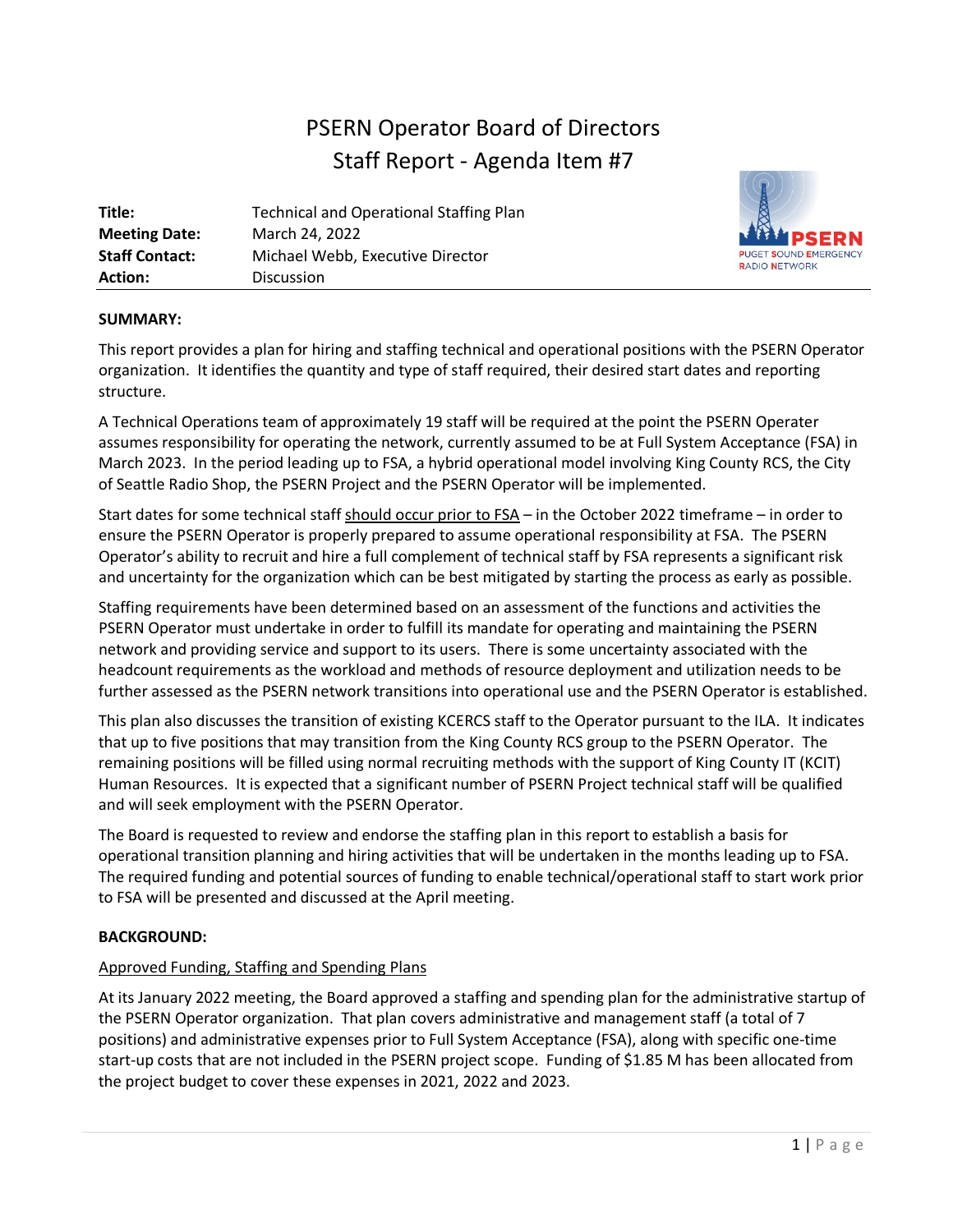# PSERN Operator Board of Directors
## Staff Report - Agenda Item #7

**Title:** Technical and Operational Staffing Plan
**Meeting Date:** March 24, 2022
**Staff Contact:** Michael Webb, Executive Director
**Action:** Discussion

PSERN
PUGET SOUND EMERGENCY RADIO NETWORK

**SUMMARY:**

This report provides a plan for hiring and staffing technical and operational positions with the PSERN Operator organization. It identifies the quantity and type of staff required, their desired start dates and reporting structure.

A Technical Operations team of approximately 19 staff will be required at the point the PSERN Operater assumes responsibility for operating the network, currently assumed to be at Full System Acceptance (FSA) in March 2023. In the period leading up to FSA, a hybrid operational model involving King County RCS, the City of Seattle Radio Shop, the PSERN Project and the PSERN Operator will be implemented.

Start dates for some technical staff should occur prior to FSA – in the October 2022 timeframe – in order to ensure the PSERN Operator is properly prepared to assume operational responsibility at FSA. The PSERN Operator's ability to recruit and hire a full complement of technical staff by FSA represents a significant risk and uncertainty for the organization which can be best mitigated by starting the process as early as possible.

Staffing requirements have been determined based on an assessment of the functions and activities the PSERN Operator must undertake in order to fulfill its mandate for operating and maintaining the PSERN network and providing service and support to its users. There is some uncertainty associated with the headcount requirements as the workload and methods of resource deployment and utilization needs to be further assessed as the PSERN network transitions into operational use and the PSERN Operator is established.

This plan also discusses the transition of existing KCERCS staff to the Operator pursuant to the ILA. It indicates that up to five positions that may transition from the King County RCS group to the PSERN Operator. The remaining positions will be filled using normal recruiting methods with the support of King County IT (KCIT) Human Resources. It is expected that a significant number of PSERN Project technical staff will be qualified and will seek employment with the PSERN Operator.

The Board is requested to review and endorse the staffing plan in this report to establish a basis for operational transition planning and hiring activities that will be undertaken in the months leading up to FSA. The required funding and potential sources of funding to enable technical/operational staff to start work prior to FSA will be presented and discussed at the April meeting.

**BACKGROUND:**

Approved Funding, Staffing and Spending Plans

At its January 2022 meeting, the Board approved a staffing and spending plan for the administrative startup of the PSERN Operator organization. That plan covers administrative and management staff (a total of 7 positions) and administrative expenses prior to Full System Acceptance (FSA), along with specific one-time start-up costs that are not included in the PSERN project scope. Funding of $1.85 M has been allocated from the project budget to cover these expenses in 2021, 2022 and 2023.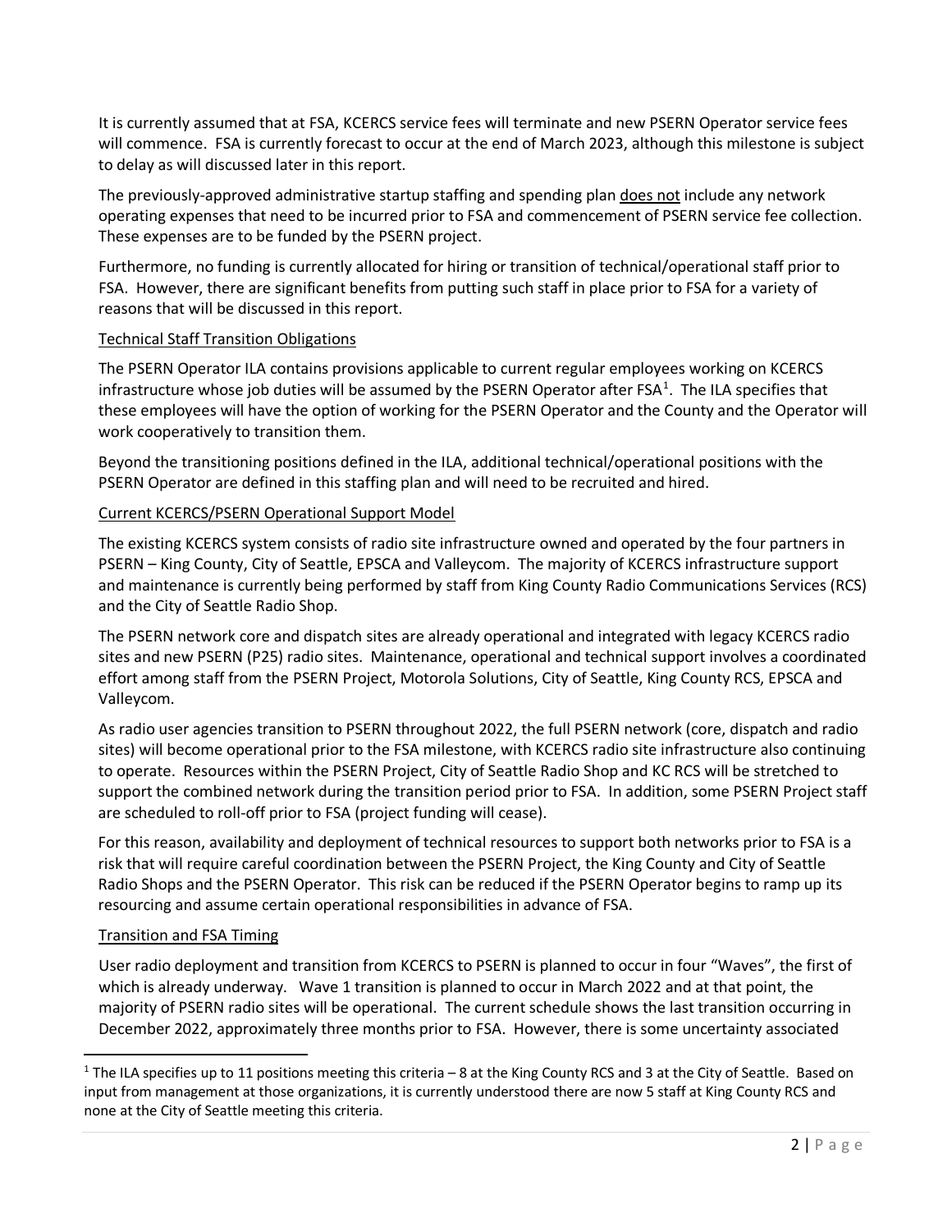It is currently assumed that at FSA, KCERCS service fees will terminate and new PSERN Operator service fees will commence. FSA is currently forecast to occur at the end of March 2023, although this milestone is subject to delay as will discussed later in this report.

The previously-approved administrative startup staffing and spending plan does not include any network operating expenses that need to be incurred prior to FSA and commencement of PSERN service fee collection. These expenses are to be funded by the PSERN project.

Furthermore, no funding is currently allocated for hiring or transition of technical/operational staff prior to FSA. However, there are significant benefits from putting such staff in place prior to FSA for a variety of reasons that will be discussed in this report.

### Technical Staff Transition Obligations

The PSERN Operator ILA contains provisions applicable to current regular employees working on KCERCS infrastructure whose job duties will be assumed by the PSERN Operator after FSA[1]. The ILA specifies that these employees will have the option of working for the PSERN Operator and the County and the Operator will work cooperatively to transition them.

Beyond the transitioning positions defined in the ILA, additional technical/operational positions with the PSERN Operator are defined in this staffing plan and will need to be recruited and hired.

### Current KCERCS/PSERN Operational Support Model

The existing KCERCS system consists of radio site infrastructure owned and operated by the four partners in PSERN – King County, City of Seattle, EPSCA and Valleycom. The majority of KCERCS infrastructure support and maintenance is currently being performed by staff from King County Radio Communications Services (RCS) and the City of Seattle Radio Shop.

The PSERN network core and dispatch sites are already operational and integrated with legacy KCERCS radio sites and new PSERN (P25) radio sites. Maintenance, operational and technical support involves a coordinated effort among staff from the PSERN Project, Motorola Solutions, City of Seattle, King County RCS, EPSCA and Valleycom.

As radio user agencies transition to PSERN throughout 2022, the full PSERN network (core, dispatch and radio sites) will become operational prior to the FSA milestone, with KCERCS radio site infrastructure also continuing to operate. Resources within the PSERN Project, City of Seattle Radio Shop and KC RCS will be stretched to support the combined network during the transition period prior to FSA. In addition, some PSERN Project staff are scheduled to roll-off prior to FSA (project funding will cease).

For this reason, availability and deployment of technical resources to support both networks prior to FSA is a risk that will require careful coordination between the PSERN Project, the King County and City of Seattle Radio Shops and the PSERN Operator. This risk can be reduced if the PSERN Operator begins to ramp up its resourcing and assume certain operational responsibilities in advance of FSA.

### Transition and FSA Timing

User radio deployment and transition from KCERCS to PSERN is planned to occur in four "Waves", the first of which is already underway. Wave 1 transition is planned to occur in March 2022 and at that point, the majority of PSERN radio sites will be operational. The current schedule shows the last transition occurring in December 2022, approximately three months prior to FSA. However, there is some uncertainty associated

[1] The ILA specifies up to 11 positions meeting this criteria – 8 at the King County RCS and 3 at the City of Seattle. Based on input from management at those organizations, it is currently understood there are now 5 staff at King County RCS and none at the City of Seattle meeting this criteria.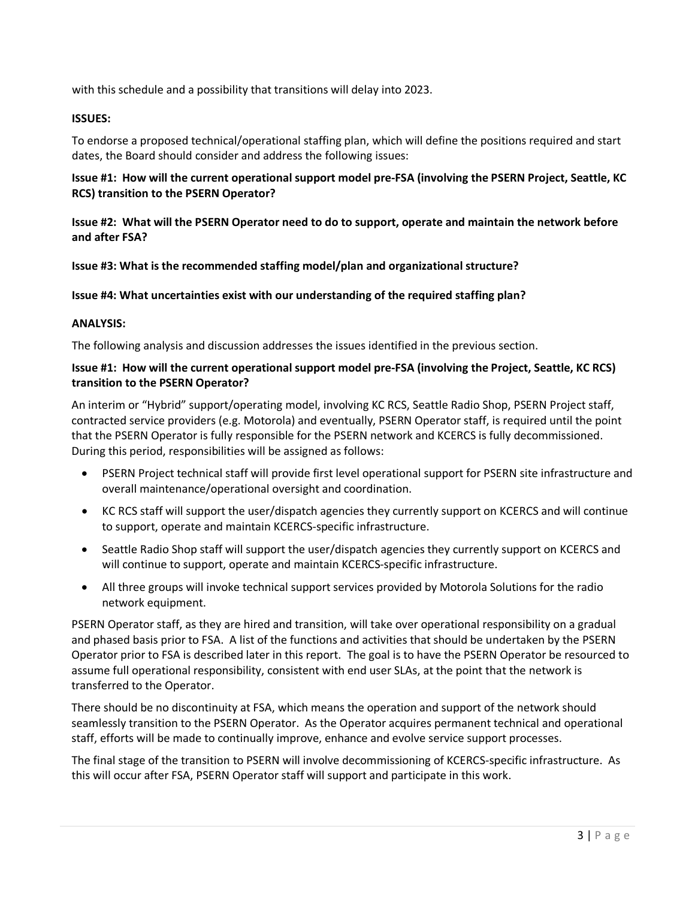with this schedule and a possibility that transitions will delay into 2023.

**ISSUES:**

To endorse a proposed technical/operational staffing plan, which will define the positions required and start dates, the Board should consider and address the following issues:

**Issue #1: How will the current operational support model pre-FSA (involving the PSERN Project, Seattle, KC RCS) transition to the PSERN Operator?**

**Issue #2: What will the PSERN Operator need to do to support, operate and maintain the network before and after FSA?**

**Issue #3: What is the recommended staffing model/plan and organizational structure?**

**Issue #4: What uncertainties exist with our understanding of the required staffing plan?**

**ANALYSIS:**

The following analysis and discussion addresses the issues identified in the previous section.

**Issue #1: How will the current operational support model pre-FSA (involving the Project, Seattle, KC RCS) transition to the PSERN Operator?**

An interim or "Hybrid" support/operating model, involving KC RCS, Seattle Radio Shop, PSERN Project staff, contracted service providers (e.g. Motorola) and eventually, PSERN Operator staff, is required until the point that the PSERN Operator is fully responsible for the PSERN network and KCERCS is fully decommissioned. During this period, responsibilities will be assigned as follows:

- PSERN Project technical staff will provide first level operational support for PSERN site infrastructure and overall maintenance/operational oversight and coordination.
- KC RCS staff will support the user/dispatch agencies they currently support on KCERCS and will continue to support, operate and maintain KCERCS-specific infrastructure.
- Seattle Radio Shop staff will support the user/dispatch agencies they currently support on KCERCS and will continue to support, operate and maintain KCERCS-specific infrastructure.
- All three groups will invoke technical support services provided by Motorola Solutions for the radio network equipment.

PSERN Operator staff, as they are hired and transition, will take over operational responsibility on a gradual and phased basis prior to FSA. A list of the functions and activities that should be undertaken by the PSERN Operator prior to FSA is described later in this report. The goal is to have the PSERN Operator be resourced to assume full operational responsibility, consistent with end user SLAs, at the point that the network is transferred to the Operator.

There should be no discontinuity at FSA, which means the operation and support of the network should seamlessly transition to the PSERN Operator. As the Operator acquires permanent technical and operational staff, efforts will be made to continually improve, enhance and evolve service support processes.

The final stage of the transition to PSERN will involve decommissioning of KCERCS-specific infrastructure. As this will occur after FSA, PSERN Operator staff will support and participate in this work.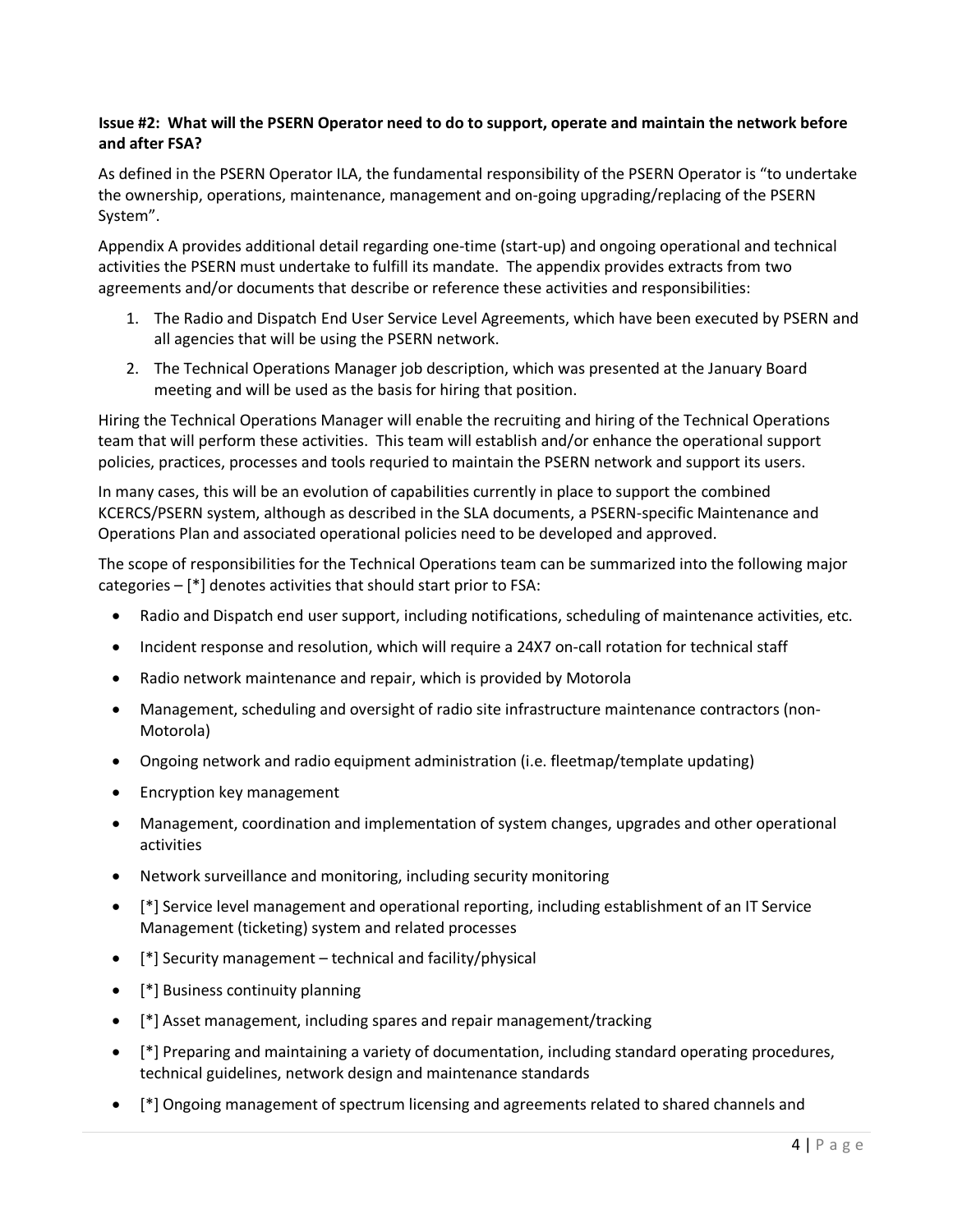**Issue #2: What will the PSERN Operator need to do to support, operate and maintain the network before and after FSA?**

As defined in the PSERN Operator ILA, the fundamental responsibility of the PSERN Operator is "to undertake the ownership, operations, maintenance, management and on-going upgrading/replacing of the PSERN System".

Appendix A provides additional detail regarding one-time (start-up) and ongoing operational and technical activities the PSERN must undertake to fulfill its mandate. The appendix provides extracts from two agreements and/or documents that describe or reference these activities and responsibilities:

1. The Radio and Dispatch End User Service Level Agreements, which have been executed by PSERN and all agencies that will be using the PSERN network.
2. The Technical Operations Manager job description, which was presented at the January Board meeting and will be used as the basis for hiring that position.

Hiring the Technical Operations Manager will enable the recruiting and hiring of the Technical Operations team that will perform these activities. This team will establish and/or enhance the operational support policies, practices, processes and tools requried to maintain the PSERN network and support its users.

In many cases, this will be an evolution of capabilities currently in place to support the combined KCERCS/PSERN system, although as described in the SLA documents, a PSERN-specific Maintenance and Operations Plan and associated operational policies need to be developed and approved.

The scope of responsibilities for the Technical Operations team can be summarized into the following major categories – [*] denotes activities that should start prior to FSA:

- Radio and Dispatch end user support, including notifications, scheduling of maintenance activities, etc.
- Incident response and resolution, which will require a 24X7 on-call rotation for technical staff
- Radio network maintenance and repair, which is provided by Motorola
- Management, scheduling and oversight of radio site infrastructure maintenance contractors (non-Motorola)
- Ongoing network and radio equipment administration (i.e. fleetmap/template updating)
- Encryption key management
- Management, coordination and implementation of system changes, upgrades and other operational activities
- Network surveillance and monitoring, including security monitoring
- [*] Service level management and operational reporting, including establishment of an IT Service Management (ticketing) system and related processes
- [*] Security management – technical and facility/physical
- [*] Business continuity planning
- [*] Asset management, including spares and repair management/tracking
- [*] Preparing and maintaining a variety of documentation, including standard operating procedures, technical guidelines, network design and maintenance standards
- [*] Ongoing management of spectrum licensing and agreements related to shared channels and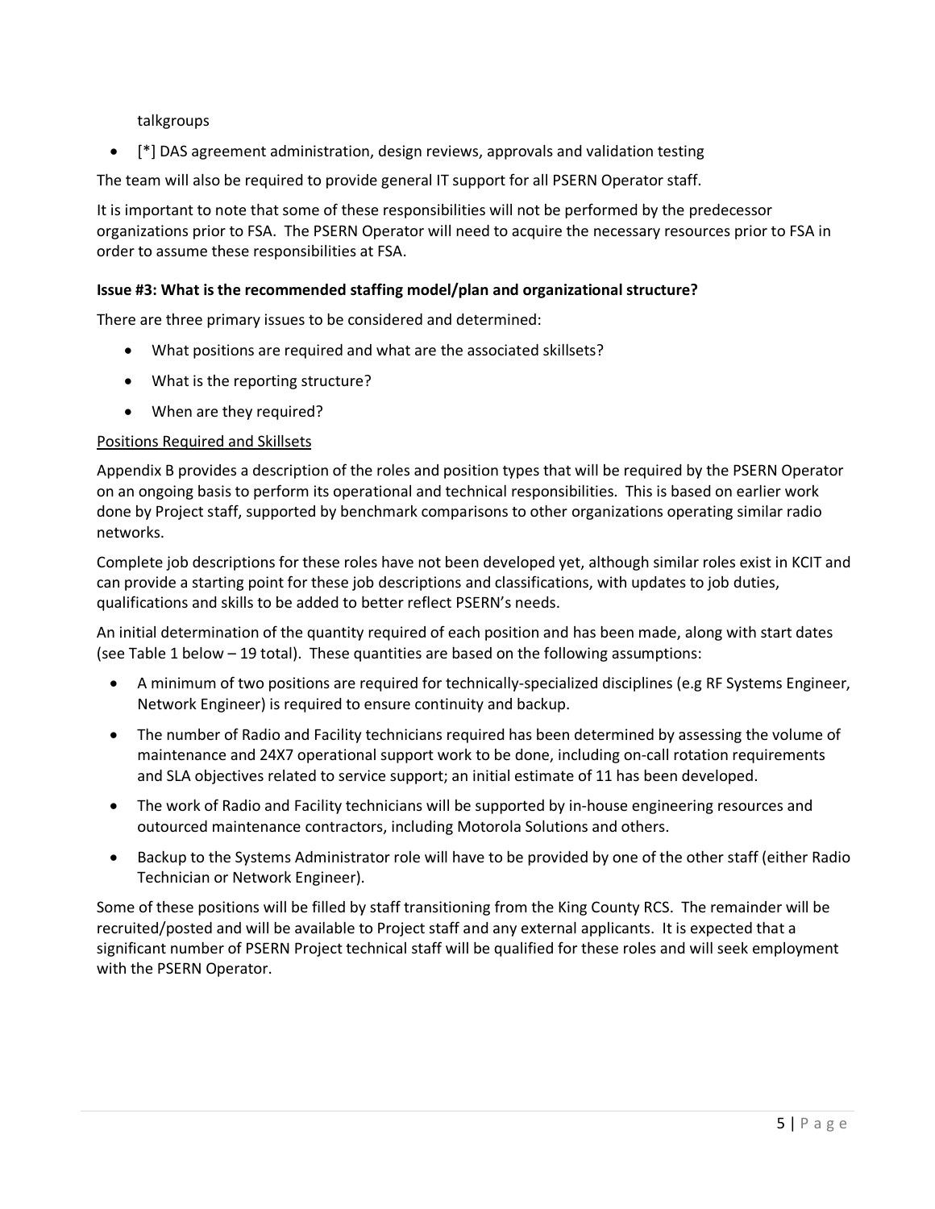talkgroups

- [*] DAS agreement administration, design reviews, approvals and validation testing

The team will also be required to provide general IT support for all PSERN Operator staff.

It is important to note that some of these responsibilities will not be performed by the predecessor organizations prior to FSA. The PSERN Operator will need to acquire the necessary resources prior to FSA in order to assume these responsibilities at FSA.

**Issue #3: What is the recommended staffing model/plan and organizational structure?**

There are three primary issues to be considered and determined:

- What positions are required and what are the associated skillsets?
- What is the reporting structure?
- When are they required?

<u>Positions Required and Skillsets</u>

Appendix B provides a description of the roles and position types that will be required by the PSERN Operator on an ongoing basis to perform its operational and technical responsibilities. This is based on earlier work done by Project staff, supported by benchmark comparisons to other organizations operating similar radio networks.

Complete job descriptions for these roles have not been developed yet, although similar roles exist in KCIT and can provide a starting point for these job descriptions and classifications, with updates to job duties, qualifications and skills to be added to better reflect PSERN's needs.

An initial determination of the quantity required of each position and has been made, along with start dates (see Table 1 below – 19 total). These quantities are based on the following assumptions:

- A minimum of two positions are required for technically-specialized disciplines (e.g RF Systems Engineer, Network Engineer) is required to ensure continuity and backup.
- The number of Radio and Facility technicians required has been determined by assessing the volume of maintenance and 24X7 operational support work to be done, including on-call rotation requirements and SLA objectives related to service support; an initial estimate of 11 has been developed.
- The work of Radio and Facility technicians will be supported by in-house engineering resources and outourced maintenance contractors, including Motorola Solutions and others.
- Backup to the Systems Administrator role will have to be provided by one of the other staff (either Radio Technician or Network Engineer).

Some of these positions will be filled by staff transitioning from the King County RCS. The remainder will be recruited/posted and will be available to Project staff and any external applicants. It is expected that a significant number of PSERN Project technical staff will be qualified for these roles and will seek employment with the PSERN Operator.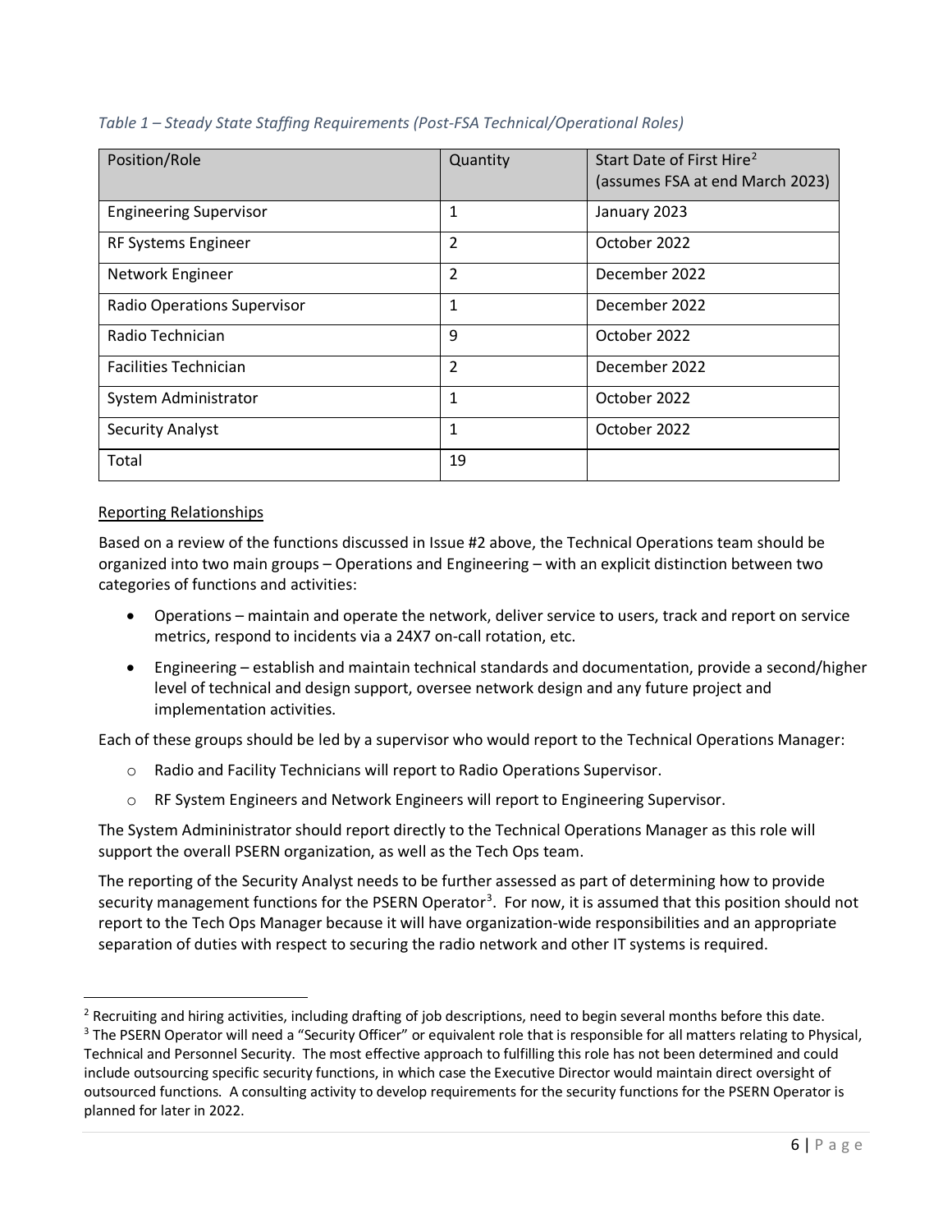*Table 1 – Steady State Staffing Requirements (Post-FSA Technical/Operational Roles)*

| Position/Role | Quantity | Start Date of First Hire[2] (assumes FSA at end March 2023) |
|---|---|---|
| Engineering Supervisor | 1 | January 2023 |
| RF Systems Engineer | 2 | October 2022 |
| Network Engineer | 2 | December 2022 |
| Radio Operations Supervisor | 1 | December 2022 |
| Radio Technician | 9 | October 2022 |
| Facilities Technician | 2 | December 2022 |
| System Administrator | 1 | October 2022 |
| Security Analyst | 1 | October 2022 |
| Total | 19 | |

<u>Reporting Relationships</u>

Based on a review of the functions discussed in Issue #2 above, the Technical Operations team should be organized into two main groups – Operations and Engineering – with an explicit distinction between two categories of functions and activities:

- Operations – maintain and operate the network, deliver service to users, track and report on service metrics, respond to incidents via a 24X7 on-call rotation, etc.
- Engineering – establish and maintain technical standards and documentation, provide a second/higher level of technical and design support, oversee network design and any future project and implementation activities.

Each of these groups should be led by a supervisor who would report to the Technical Operations Manager:

- Radio and Facility Technicians will report to Radio Operations Supervisor.
- RF System Engineers and Network Engineers will report to Engineering Supervisor.

The System Admininistrator should report directly to the Technical Operations Manager as this role will support the overall PSERN organization, as well as the Tech Ops team.

The reporting of the Security Analyst needs to be further assessed as part of determining how to provide security management functions for the PSERN Operator[3]. For now, it is assumed that this position should not report to the Tech Ops Manager because it will have organization-wide responsibilities and an appropriate separation of duties with respect to securing the radio network and other IT systems is required.

[2] Recruiting and hiring activities, including drafting of job descriptions, need to begin several months before this date.

[3] The PSERN Operator will need a "Security Officer" or equivalent role that is responsible for all matters relating to Physical, Technical and Personnel Security. The most effective approach to fulfilling this role has not been determined and could include outsourcing specific security functions, in which case the Executive Director would maintain direct oversight of outsourced functions. A consulting activity to develop requirements for the security functions for the PSERN Operator is planned for later in 2022.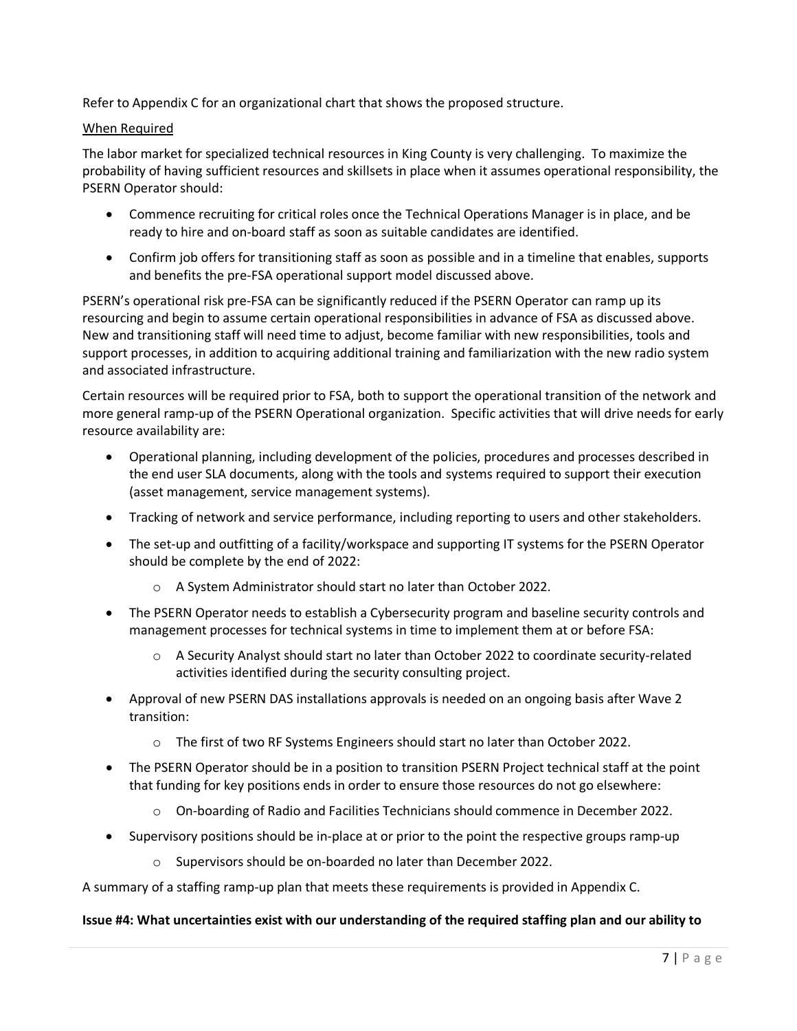Refer to Appendix C for an organizational chart that shows the proposed structure.

When Required

The labor market for specialized technical resources in King County is very challenging. To maximize the probability of having sufficient resources and skillsets in place when it assumes operational responsibility, the PSERN Operator should:

- Commence recruiting for critical roles once the Technical Operations Manager is in place, and be ready to hire and on-board staff as soon as suitable candidates are identified.
- Confirm job offers for transitioning staff as soon as possible and in a timeline that enables, supports and benefits the pre-FSA operational support model discussed above.

PSERN's operational risk pre-FSA can be significantly reduced if the PSERN Operator can ramp up its resourcing and begin to assume certain operational responsibilities in advance of FSA as discussed above. New and transitioning staff will need time to adjust, become familiar with new responsibilities, tools and support processes, in addition to acquiring additional training and familiarization with the new radio system and associated infrastructure.

Certain resources will be required prior to FSA, both to support the operational transition of the network and more general ramp-up of the PSERN Operational organization. Specific activities that will drive needs for early resource availability are:

- Operational planning, including development of the policies, procedures and processes described in the end user SLA documents, along with the tools and systems required to support their execution (asset management, service management systems).
- Tracking of network and service performance, including reporting to users and other stakeholders.
- The set-up and outfitting of a facility/workspace and supporting IT systems for the PSERN Operator should be complete by the end of 2022:
  - A System Administrator should start no later than October 2022.
- The PSERN Operator needs to establish a Cybersecurity program and baseline security controls and management processes for technical systems in time to implement them at or before FSA:
  - A Security Analyst should start no later than October 2022 to coordinate security-related activities identified during the security consulting project.
- Approval of new PSERN DAS installations approvals is needed on an ongoing basis after Wave 2 transition:
  - The first of two RF Systems Engineers should start no later than October 2022.
- The PSERN Operator should be in a position to transition PSERN Project technical staff at the point that funding for key positions ends in order to ensure those resources do not go elsewhere:
  - On-boarding of Radio and Facilities Technicians should commence in December 2022.
- Supervisory positions should be in-place at or prior to the point the respective groups ramp-up
  - Supervisors should be on-boarded no later than December 2022.

A summary of a staffing ramp-up plan that meets these requirements is provided in Appendix C.

**Issue #4: What uncertainties exist with our understanding of the required staffing plan and our ability to**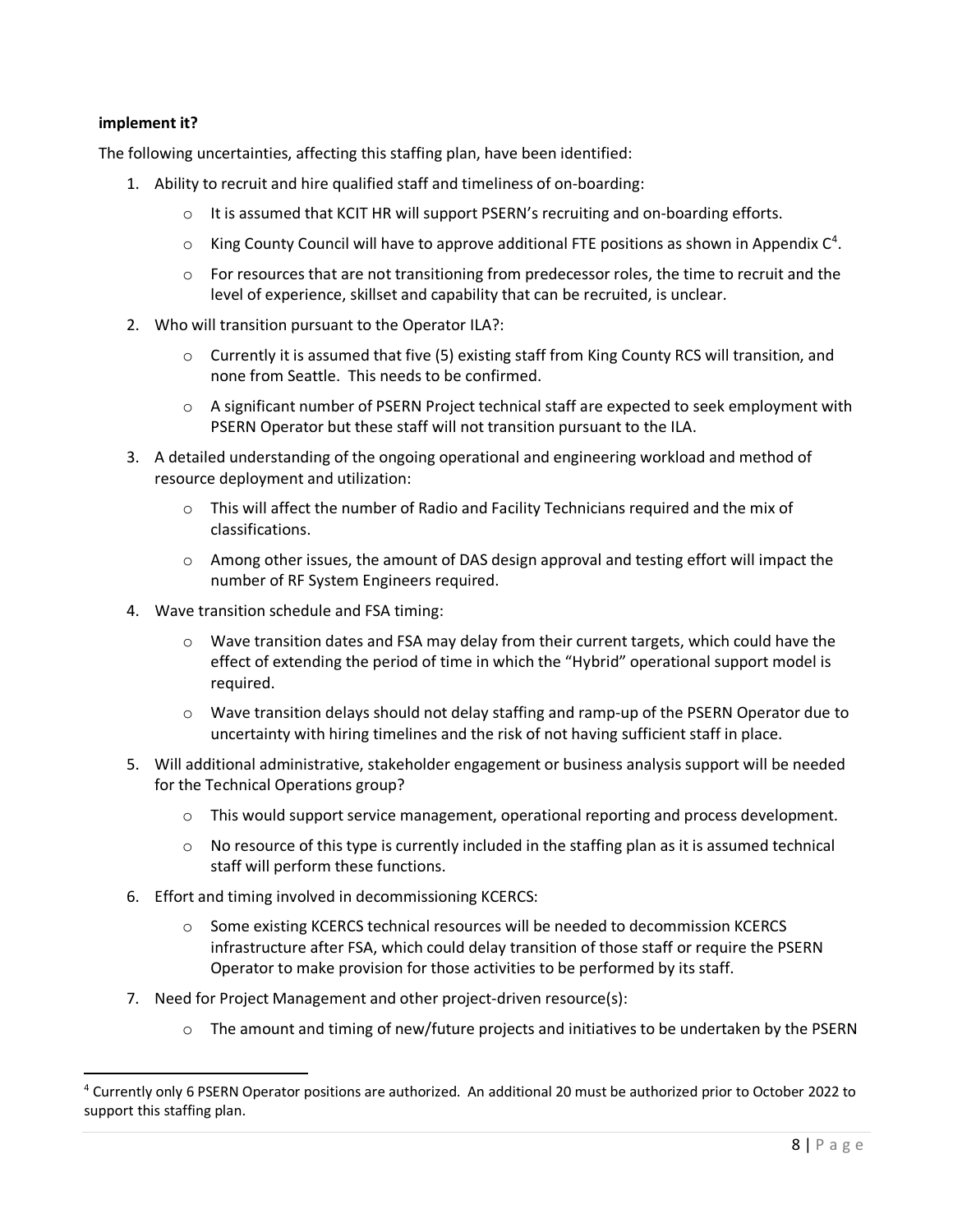**implement it?**

The following uncertainties, affecting this staffing plan, have been identified:

1. Ability to recruit and hire qualified staff and timeliness of on-boarding:
   - It is assumed that KCIT HR will support PSERN's recruiting and on-boarding efforts.
   - King County Council will have to approve additional FTE positions as shown in Appendix C[4].
   - For resources that are not transitioning from predecessor roles, the time to recruit and the level of experience, skillset and capability that can be recruited, is unclear.
2. Who will transition pursuant to the Operator ILA?:
   - Currently it is assumed that five (5) existing staff from King County RCS will transition, and none from Seattle. This needs to be confirmed.
   - A significant number of PSERN Project technical staff are expected to seek employment with PSERN Operator but these staff will not transition pursuant to the ILA.
3. A detailed understanding of the ongoing operational and engineering workload and method of resource deployment and utilization:
   - This will affect the number of Radio and Facility Technicians required and the mix of classifications.
   - Among other issues, the amount of DAS design approval and testing effort will impact the number of RF System Engineers required.
4. Wave transition schedule and FSA timing:
   - Wave transition dates and FSA may delay from their current targets, which could have the effect of extending the period of time in which the "Hybrid" operational support model is required.
   - Wave transition delays should not delay staffing and ramp-up of the PSERN Operator due to uncertainty with hiring timelines and the risk of not having sufficient staff in place.
5. Will additional administrative, stakeholder engagement or business analysis support will be needed for the Technical Operations group?
   - This would support service management, operational reporting and process development.
   - No resource of this type is currently included in the staffing plan as it is assumed technical staff will perform these functions.
6. Effort and timing involved in decommissioning KCERCS:
   - Some existing KCERCS technical resources will be needed to decommission KCERCS infrastructure after FSA, which could delay transition of those staff or require the PSERN Operator to make provision for those activities to be performed by its staff.
7. Need for Project Management and other project-driven resource(s):
   - The amount and timing of new/future projects and initiatives to be undertaken by the PSERN

[4] Currently only 6 PSERN Operator positions are authorized. An additional 20 must be authorized prior to October 2022 to support this staffing plan.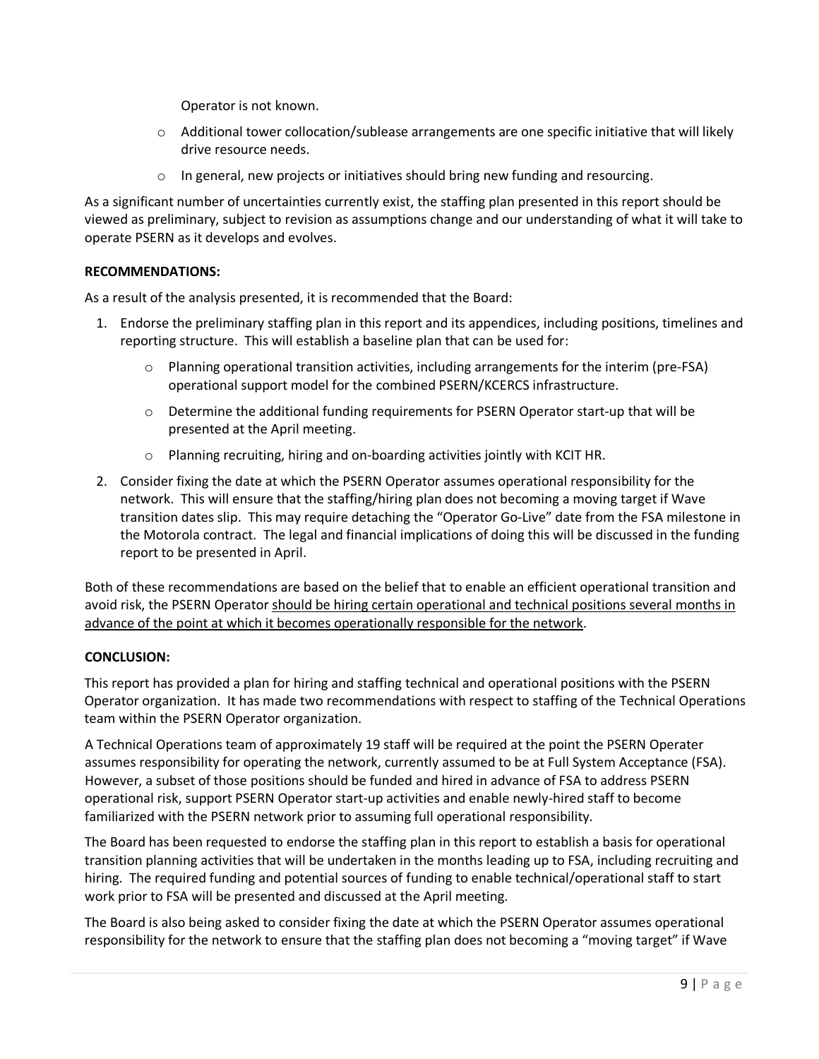Operator is not known.

- Additional tower collocation/sublease arrangements are one specific initiative that will likely drive resource needs.
- In general, new projects or initiatives should bring new funding and resourcing.

As a significant number of uncertainties currently exist, the staffing plan presented in this report should be viewed as preliminary, subject to revision as assumptions change and our understanding of what it will take to operate PSERN as it develops and evolves.

**RECOMMENDATIONS:**

As a result of the analysis presented, it is recommended that the Board:

1. Endorse the preliminary staffing plan in this report and its appendices, including positions, timelines and reporting structure. This will establish a baseline plan that can be used for:
   - Planning operational transition activities, including arrangements for the interim (pre-FSA) operational support model for the combined PSERN/KCERCS infrastructure.
   - Determine the additional funding requirements for PSERN Operator start-up that will be presented at the April meeting.
   - Planning recruiting, hiring and on-boarding activities jointly with KCIT HR.
2. Consider fixing the date at which the PSERN Operator assumes operational responsibility for the network. This will ensure that the staffing/hiring plan does not becoming a moving target if Wave transition dates slip. This may require detaching the "Operator Go-Live" date from the FSA milestone in the Motorola contract. The legal and financial implications of doing this will be discussed in the funding report to be presented in April.

Both of these recommendations are based on the belief that to enable an efficient operational transition and avoid risk, the PSERN Operator <u>should be hiring certain operational and technical positions several months in advance of the point at which it becomes operationally responsible for the network</u>.

**CONCLUSION:**

This report has provided a plan for hiring and staffing technical and operational positions with the PSERN Operator organization. It has made two recommendations with respect to staffing of the Technical Operations team within the PSERN Operator organization.

A Technical Operations team of approximately 19 staff will be required at the point the PSERN Operater assumes responsibility for operating the network, currently assumed to be at Full System Acceptance (FSA). However, a subset of those positions should be funded and hired in advance of FSA to address PSERN operational risk, support PSERN Operator start-up activities and enable newly-hired staff to become familiarized with the PSERN network prior to assuming full operational responsibility.

The Board has been requested to endorse the staffing plan in this report to establish a basis for operational transition planning activities that will be undertaken in the months leading up to FSA, including recruiting and hiring. The required funding and potential sources of funding to enable technical/operational staff to start work prior to FSA will be presented and discussed at the April meeting.

The Board is also being asked to consider fixing the date at which the PSERN Operator assumes operational responsibility for the network to ensure that the staffing plan does not becoming a "moving target" if Wave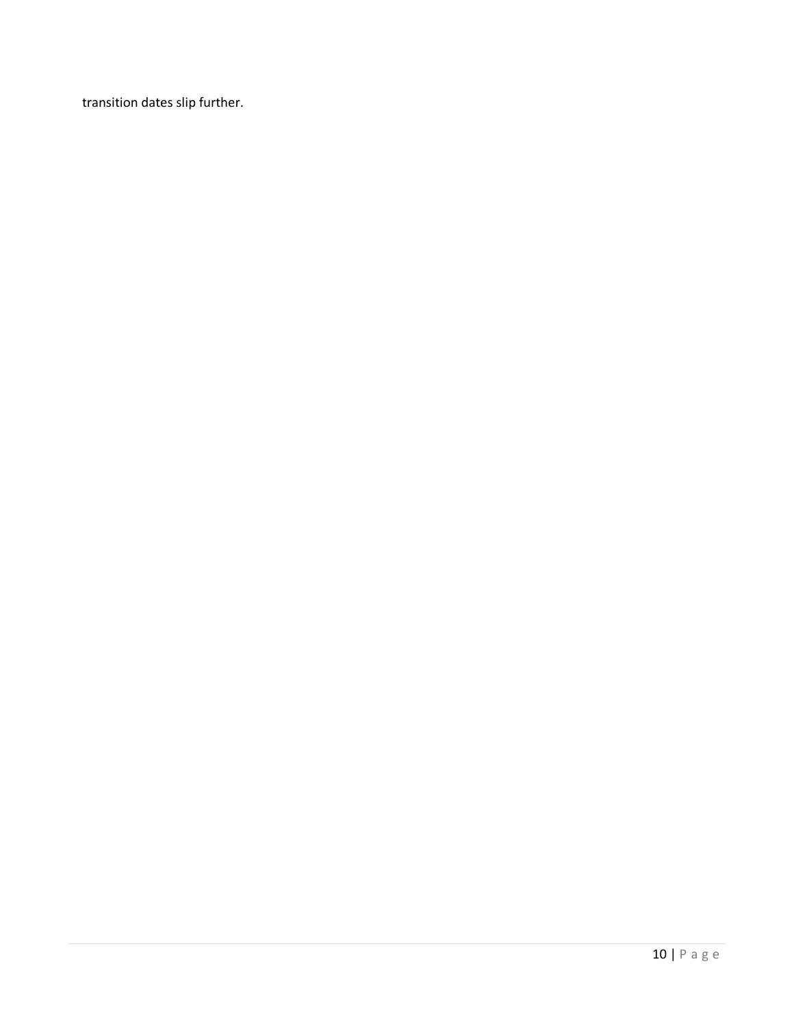transition dates slip further.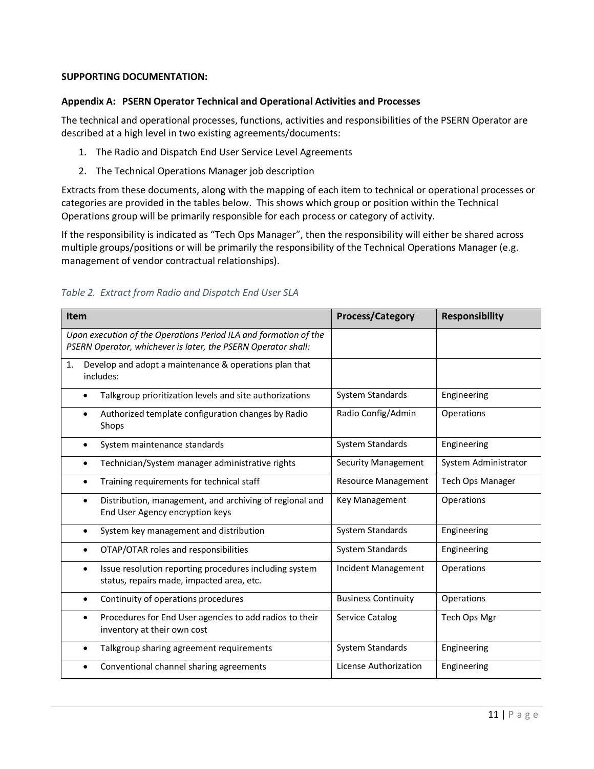**SUPPORTING DOCUMENTATION:**

**Appendix A: PSERN Operator Technical and Operational Activities and Processes**

The technical and operational processes, functions, activities and responsibilities of the PSERN Operator are described at a high level in two existing agreements/documents:

1. The Radio and Dispatch End User Service Level Agreements
2. The Technical Operations Manager job description

Extracts from these documents, along with the mapping of each item to technical or operational processes or categories are provided in the tables below. This shows which group or position within the Technical Operations group will be primarily responsible for each process or category of activity.

If the responsibility is indicated as "Tech Ops Manager", then the responsibility will either be shared across multiple groups/positions or will be primarily the responsibility of the Technical Operations Manager (e.g. management of vendor contractual relationships).

*Table 2. Extract from Radio and Dispatch End User SLA*

| Item | Process/Category | Responsibility |
|---|---|---|
| *Upon execution of the Operations Period ILA and formation of the PSERN Operator, whichever is later, the PSERN Operator shall:* | | |
| 1. Develop and adopt a maintenance & operations plan that includes: | | |
| • Talkgroup prioritization levels and site authorizations | System Standards | Engineering |
| • Authorized template configuration changes by Radio Shops | Radio Config/Admin | Operations |
| • System maintenance standards | System Standards | Engineering |
| • Technician/System manager administrative rights | Security Management | System Administrator |
| • Training requirements for technical staff | Resource Management | Tech Ops Manager |
| • Distribution, management, and archiving of regional and End User Agency encryption keys | Key Management | Operations |
| • System key management and distribution | System Standards | Engineering |
| • OTAP/OTAR roles and responsibilities | System Standards | Engineering |
| • Issue resolution reporting procedures including system status, repairs made, impacted area, etc. | Incident Management | Operations |
| • Continuity of operations procedures | Business Continuity | Operations |
| • Procedures for End User agencies to add radios to their inventory at their own cost | Service Catalog | Tech Ops Mgr |
| • Talkgroup sharing agreement requirements | System Standards | Engineering |
| • Conventional channel sharing agreements | License Authorization | Engineering |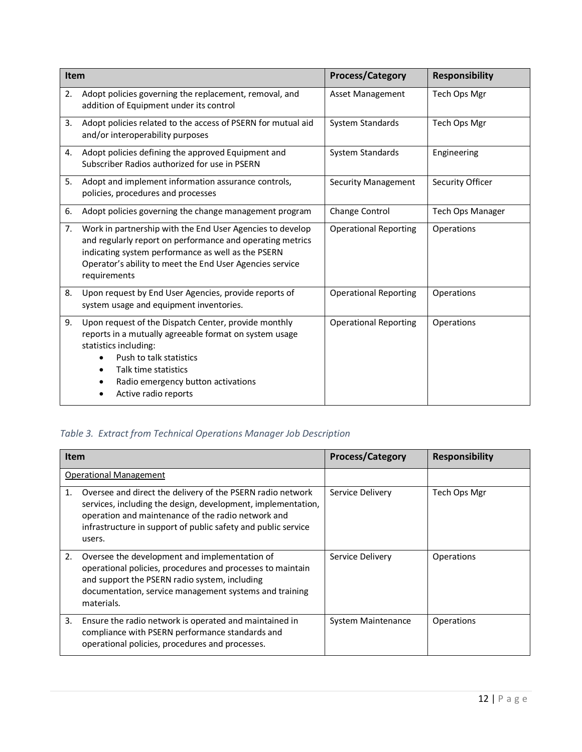| Item | Process/Category | Responsibility |
|---|---|---|
| 2. Adopt policies governing the replacement, removal, and addition of Equipment under its control | Asset Management | Tech Ops Mgr |
| 3. Adopt policies related to the access of PSERN for mutual aid and/or interoperability purposes | System Standards | Tech Ops Mgr |
| 4. Adopt policies defining the approved Equipment and Subscriber Radios authorized for use in PSERN | System Standards | Engineering |
| 5. Adopt and implement information assurance controls, policies, procedures and processes | Security Management | Security Officer |
| 6. Adopt policies governing the change management program | Change Control | Tech Ops Manager |
| 7. Work in partnership with the End User Agencies to develop and regularly report on performance and operating metrics indicating system performance as well as the PSERN Operator's ability to meet the End User Agencies service requirements | Operational Reporting | Operations |
| 8. Upon request by End User Agencies, provide reports of system usage and equipment inventories. | Operational Reporting | Operations |
| 9. Upon request of the Dispatch Center, provide monthly reports in a mutually agreeable format on system usage statistics including: <br>• Push to talk statistics <br>• Talk time statistics <br>• Radio emergency button activations <br>• Active radio reports | Operational Reporting | Operations |

*Table 3. Extract from Technical Operations Manager Job Description*

| Item | Process/Category | Responsibility |
|---|---|---|
| Operational Management | | |
| 1. Oversee and direct the delivery of the PSERN radio network services, including the design, development, implementation, operation and maintenance of the radio network and infrastructure in support of public safety and public service users. | Service Delivery | Tech Ops Mgr |
| 2. Oversee the development and implementation of operational policies, procedures and processes to maintain and support the PSERN radio system, including documentation, service management systems and training materials. | Service Delivery | Operations |
| 3. Ensure the radio network is operated and maintained in compliance with PSERN performance standards and operational policies, procedures and processes. | System Maintenance | Operations |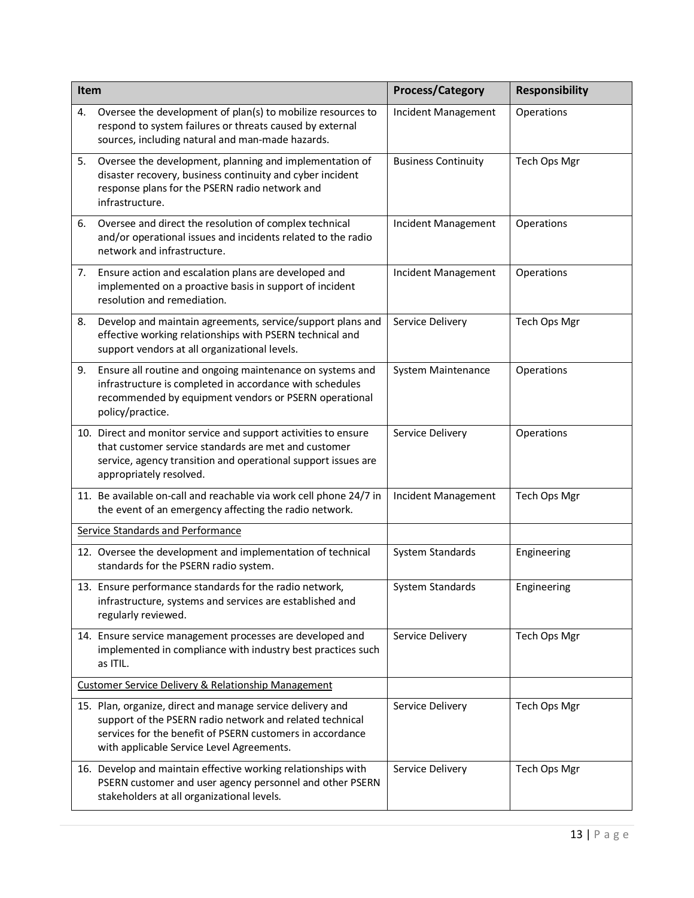| Item | Process/Category | Responsibility |
| --- | --- | --- |
| 4. Oversee the development of plan(s) to mobilize resources to respond to system failures or threats caused by external sources, including natural and man-made hazards. | Incident Management | Operations |
| 5. Oversee the development, planning and implementation of disaster recovery, business continuity and cyber incident response plans for the PSERN radio network and infrastructure. | Business Continuity | Tech Ops Mgr |
| 6. Oversee and direct the resolution of complex technical and/or operational issues and incidents related to the radio network and infrastructure. | Incident Management | Operations |
| 7. Ensure action and escalation plans are developed and implemented on a proactive basis in support of incident resolution and remediation. | Incident Management | Operations |
| 8. Develop and maintain agreements, service/support plans and effective working relationships with PSERN technical and support vendors at all organizational levels. | Service Delivery | Tech Ops Mgr |
| 9. Ensure all routine and ongoing maintenance on systems and infrastructure is completed in accordance with schedules recommended by equipment vendors or PSERN operational policy/practice. | System Maintenance | Operations |
| 10. Direct and monitor service and support activities to ensure that customer service standards are met and customer service, agency transition and operational support issues are appropriately resolved. | Service Delivery | Operations |
| 11. Be available on-call and reachable via work cell phone 24/7 in the event of an emergency affecting the radio network. | Incident Management | Tech Ops Mgr |
| <u>Service Standards and Performance</u> | | |
| 12. Oversee the development and implementation of technical standards for the PSERN radio system. | System Standards | Engineering |
| 13. Ensure performance standards for the radio network, infrastructure, systems and services are established and regularly reviewed. | System Standards | Engineering |
| 14. Ensure service management processes are developed and implemented in compliance with industry best practices such as ITIL. | Service Delivery | Tech Ops Mgr |
| <u>Customer Service Delivery & Relationship Management</u> | | |
| 15. Plan, organize, direct and manage service delivery and support of the PSERN radio network and related technical services for the benefit of PSERN customers in accordance with applicable Service Level Agreements. | Service Delivery | Tech Ops Mgr |
| 16. Develop and maintain effective working relationships with PSERN customer and user agency personnel and other PSERN stakeholders at all organizational levels. | Service Delivery | Tech Ops Mgr |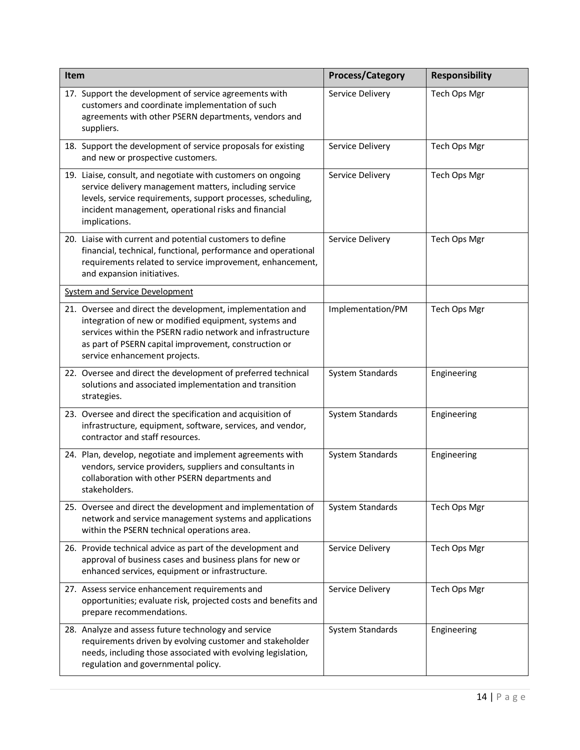| Item | Process/Category | Responsibility |
| --- | --- | --- |
| 17. Support the development of service agreements with customers and coordinate implementation of such agreements with other PSERN departments, vendors and suppliers. | Service Delivery | Tech Ops Mgr |
| 18. Support the development of service proposals for existing and new or prospective customers. | Service Delivery | Tech Ops Mgr |
| 19. Liaise, consult, and negotiate with customers on ongoing service delivery management matters, including service levels, service requirements, support processes, scheduling, incident management, operational risks and financial implications. | Service Delivery | Tech Ops Mgr |
| 20. Liaise with current and potential customers to define financial, technical, functional, performance and operational requirements related to service improvement, enhancement, and expansion initiatives. | Service Delivery | Tech Ops Mgr |
| <u>System and Service Development</u> | | |
| 21. Oversee and direct the development, implementation and integration of new or modified equipment, systems and services within the PSERN radio network and infrastructure as part of PSERN capital improvement, construction or service enhancement projects. | Implementation/PM | Tech Ops Mgr |
| 22. Oversee and direct the development of preferred technical solutions and associated implementation and transition strategies. | System Standards | Engineering |
| 23. Oversee and direct the specification and acquisition of infrastructure, equipment, software, services, and vendor, contractor and staff resources. | System Standards | Engineering |
| 24. Plan, develop, negotiate and implement agreements with vendors, service providers, suppliers and consultants in collaboration with other PSERN departments and stakeholders. | System Standards | Engineering |
| 25. Oversee and direct the development and implementation of network and service management systems and applications within the PSERN technical operations area. | System Standards | Tech Ops Mgr |
| 26. Provide technical advice as part of the development and approval of business cases and business plans for new or enhanced services, equipment or infrastructure. | Service Delivery | Tech Ops Mgr |
| 27. Assess service enhancement requirements and opportunities; evaluate risk, projected costs and benefits and prepare recommendations. | Service Delivery | Tech Ops Mgr |
| 28. Analyze and assess future technology and service requirements driven by evolving customer and stakeholder needs, including those associated with evolving legislation, regulation and governmental policy. | System Standards | Engineering |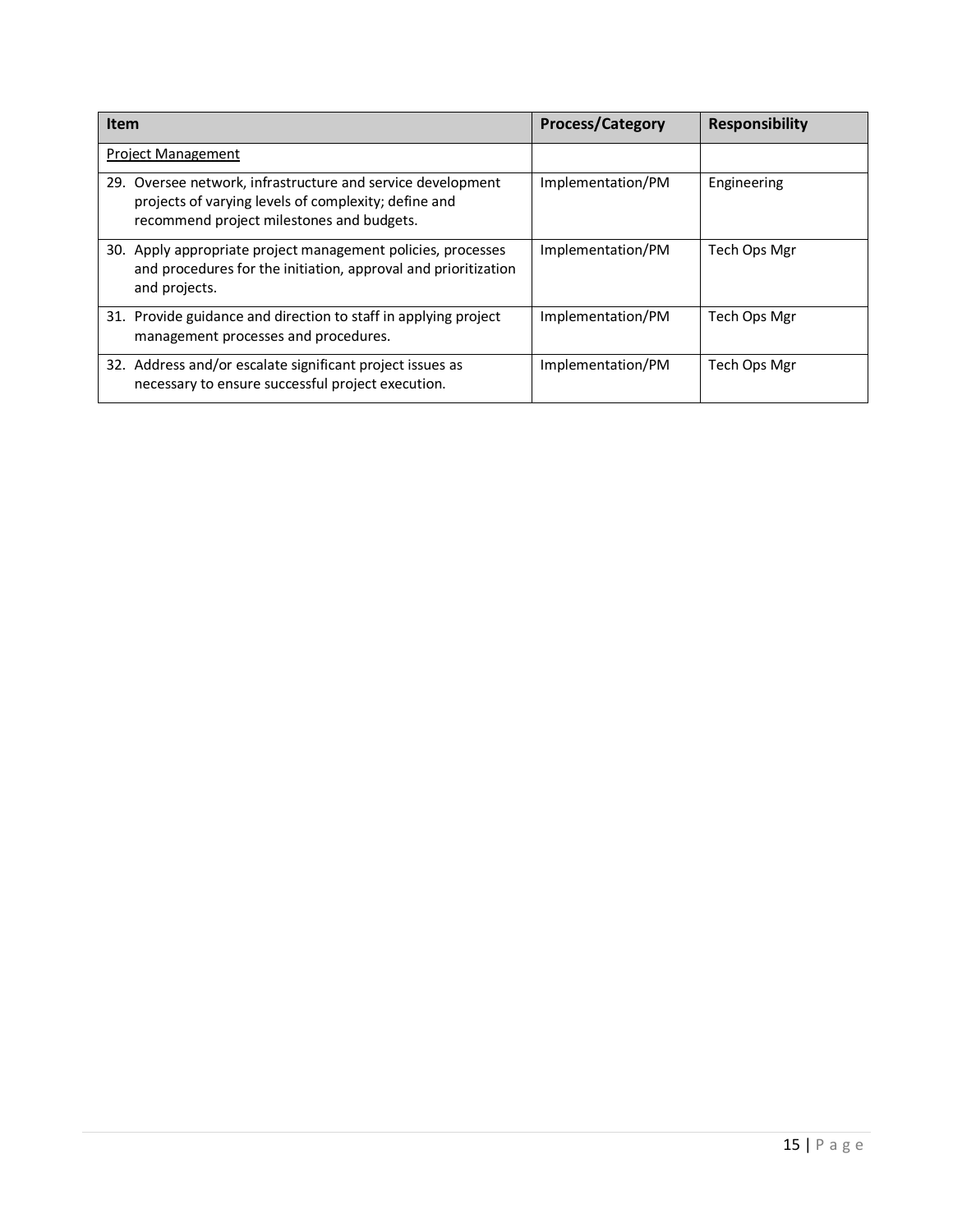| Item | Process/Category | Responsibility |
| --- | --- | --- |
| <u>Project Management</u> | | |
| 29. Oversee network, infrastructure and service development projects of varying levels of complexity; define and recommend project milestones and budgets. | Implementation/PM | Engineering |
| 30. Apply appropriate project management policies, processes and procedures for the initiation, approval and prioritization and projects. | Implementation/PM | Tech Ops Mgr |
| 31. Provide guidance and direction to staff in applying project management processes and procedures. | Implementation/PM | Tech Ops Mgr |
| 32. Address and/or escalate significant project issues as necessary to ensure successful project execution. | Implementation/PM | Tech Ops Mgr |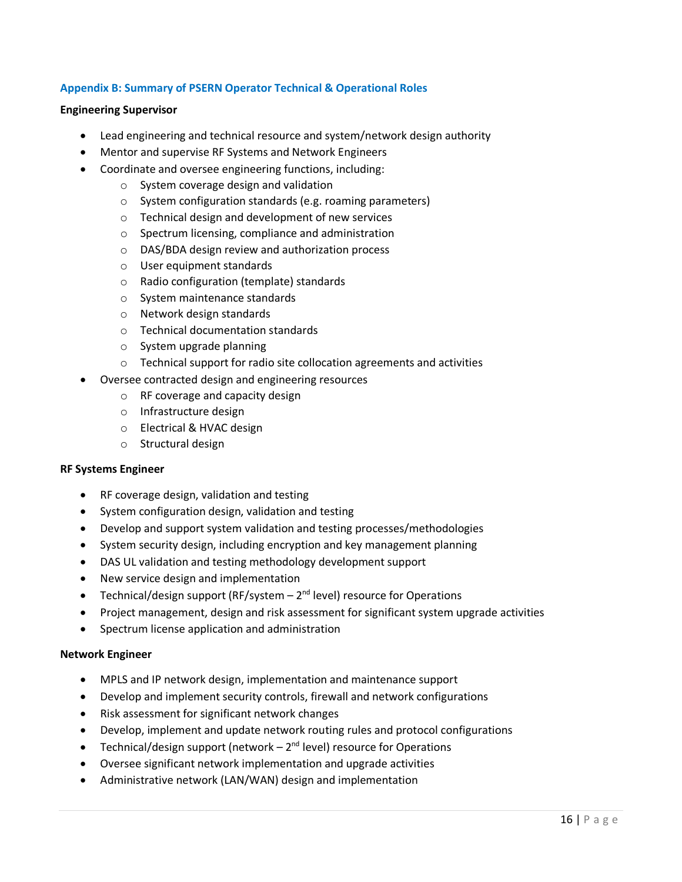## Appendix B: Summary of PSERN Operator Technical & Operational Roles

**Engineering Supervisor**

- Lead engineering and technical resource and system/network design authority
- Mentor and supervise RF Systems and Network Engineers
- Coordinate and oversee engineering functions, including:
    - System coverage design and validation
    - System configuration standards (e.g. roaming parameters)
    - Technical design and development of new services
    - Spectrum licensing, compliance and administration
    - DAS/BDA design review and authorization process
    - User equipment standards
    - Radio configuration (template) standards
    - System maintenance standards
    - Network design standards
    - Technical documentation standards
    - System upgrade planning
    - Technical support for radio site collocation agreements and activities
- Oversee contracted design and engineering resources
    - RF coverage and capacity design
    - Infrastructure design
    - Electrical & HVAC design
    - Structural design

**RF Systems Engineer**

- RF coverage design, validation and testing
- System configuration design, validation and testing
- Develop and support system validation and testing processes/methodologies
- System security design, including encryption and key management planning
- DAS UL validation and testing methodology development support
- New service design and implementation
- Technical/design support (RF/system – 2nd level) resource for Operations
- Project management, design and risk assessment for significant system upgrade activities
- Spectrum license application and administration

**Network Engineer**

- MPLS and IP network design, implementation and maintenance support
- Develop and implement security controls, firewall and network configurations
- Risk assessment for significant network changes
- Develop, implement and update network routing rules and protocol configurations
- Technical/design support (network – 2nd level) resource for Operations
- Oversee significant network implementation and upgrade activities
- Administrative network (LAN/WAN) design and implementation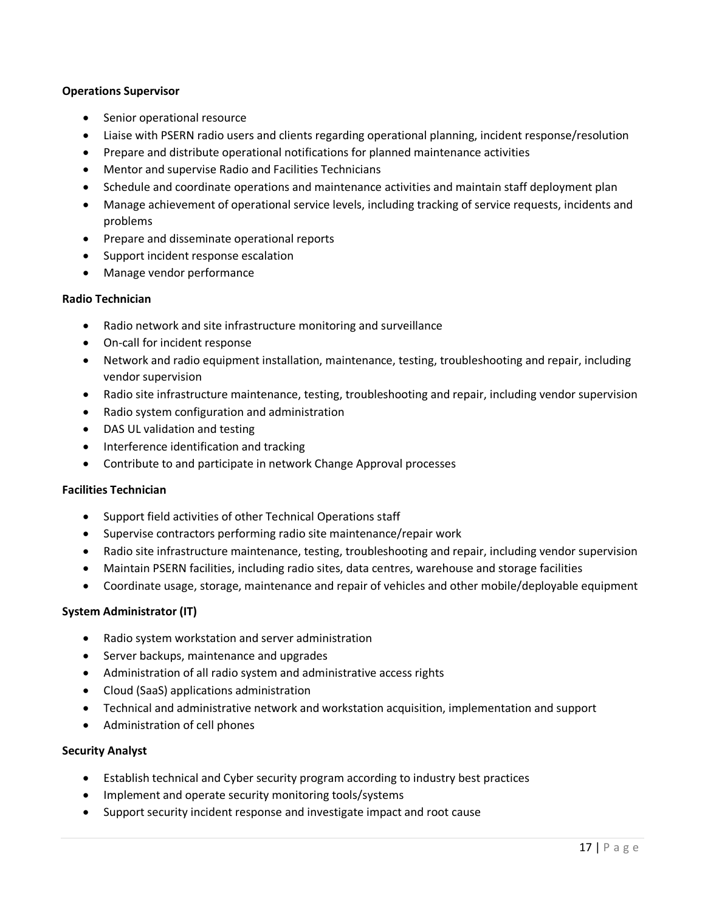**Operations Supervisor**

- Senior operational resource
- Liaise with PSERN radio users and clients regarding operational planning, incident response/resolution
- Prepare and distribute operational notifications for planned maintenance activities
- Mentor and supervise Radio and Facilities Technicians
- Schedule and coordinate operations and maintenance activities and maintain staff deployment plan
- Manage achievement of operational service levels, including tracking of service requests, incidents and problems
- Prepare and disseminate operational reports
- Support incident response escalation
- Manage vendor performance

**Radio Technician**

- Radio network and site infrastructure monitoring and surveillance
- On-call for incident response
- Network and radio equipment installation, maintenance, testing, troubleshooting and repair, including vendor supervision
- Radio site infrastructure maintenance, testing, troubleshooting and repair, including vendor supervision
- Radio system configuration and administration
- DAS UL validation and testing
- Interference identification and tracking
- Contribute to and participate in network Change Approval processes

**Facilities Technician**

- Support field activities of other Technical Operations staff
- Supervise contractors performing radio site maintenance/repair work
- Radio site infrastructure maintenance, testing, troubleshooting and repair, including vendor supervision
- Maintain PSERN facilities, including radio sites, data centres, warehouse and storage facilities
- Coordinate usage, storage, maintenance and repair of vehicles and other mobile/deployable equipment

**System Administrator (IT)**

- Radio system workstation and server administration
- Server backups, maintenance and upgrades
- Administration of all radio system and administrative access rights
- Cloud (SaaS) applications administration
- Technical and administrative network and workstation acquisition, implementation and support
- Administration of cell phones

**Security Analyst**

- Establish technical and Cyber security program according to industry best practices
- Implement and operate security monitoring tools/systems
- Support security incident response and investigate impact and root cause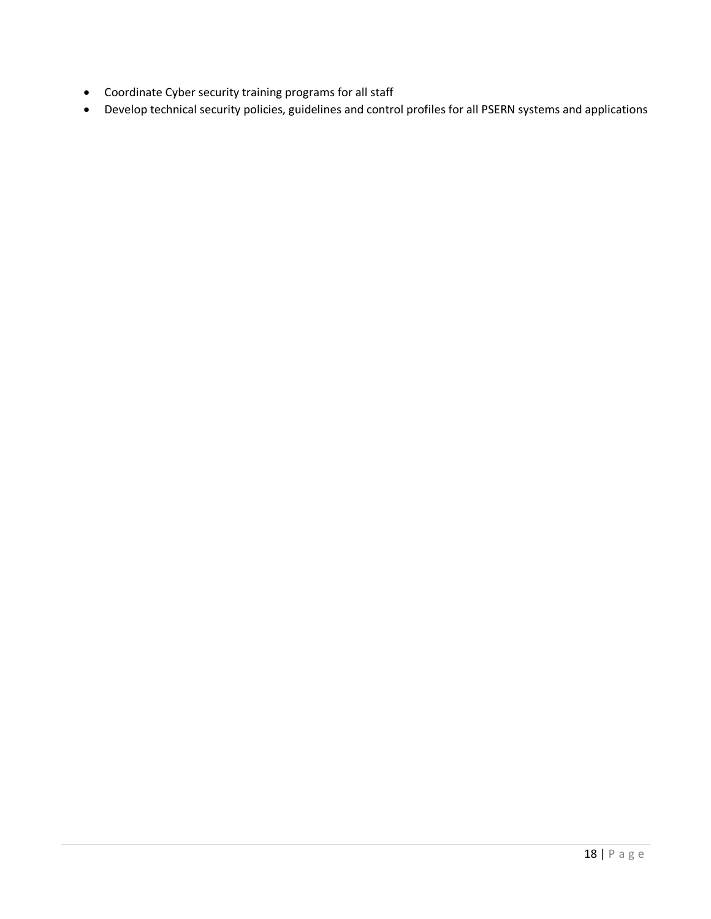- Coordinate Cyber security training programs for all staff
- Develop technical security policies, guidelines and control profiles for all PSERN systems and applications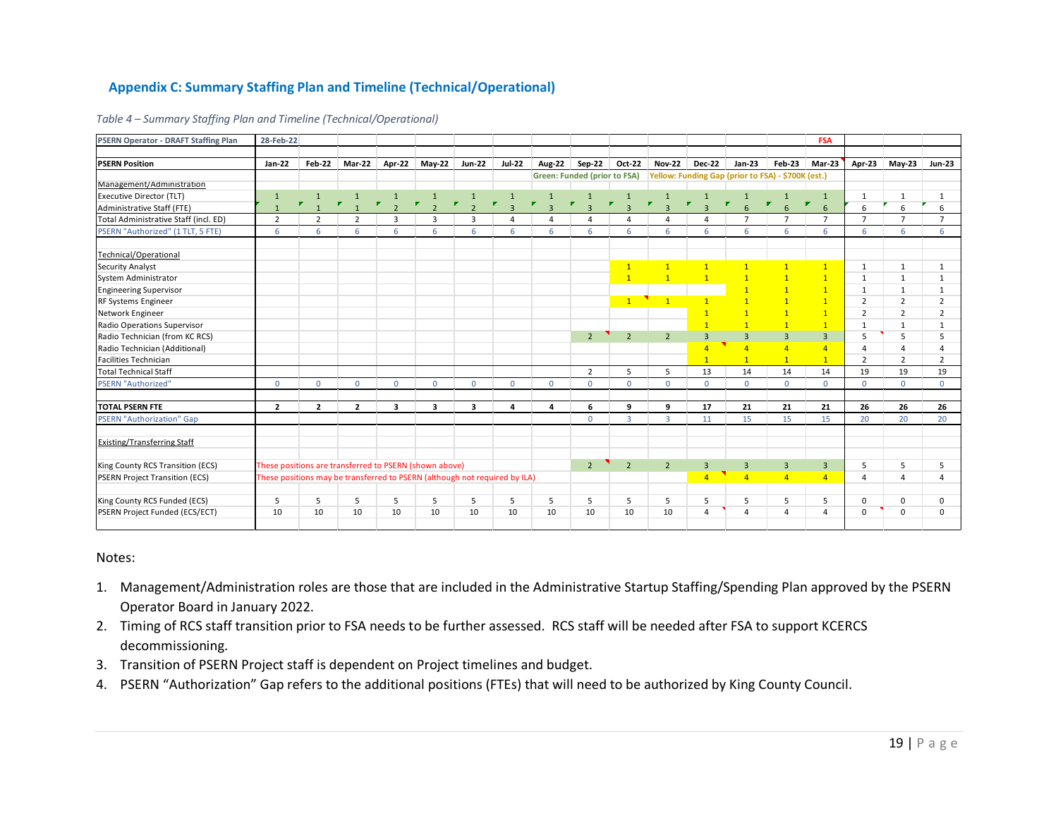## Appendix C: Summary Staffing Plan and Timeline (Technical/Operational)

*Table 4 – Summary Staffing Plan and Timeline (Technical/Operational)*

| PSERN Operator - DRAFT Staffing Plan | 28-Feb-22 | | | | | | | | | | | | | | FSA | | | |
|---|---|---|---|---|---|---|---|---|---|---|---|---|---|---|---|---|---|---|
| **PSERN Position** | **Jan-22** | **Feb-22** | **Mar-22** | **Apr-22** | **May-22** | **Jun-22** | **Jul-22** | **Aug-22** | **Sep-22** | **Oct-22** | **Nov-22** | **Dec-22** | **Jan-23** | **Feb-23** | **Mar-23** | **Apr-23** | **May-23** | **Jun-23** |
| | | | | | | | | Green: Funded (prior to FSA) | | | Yellow: Funding Gap (prior to FSA) - $700K (est.) | | | | | | | |
| Management/Administration | | | | | | | | | | | | | | | | | | |
| Executive Director (TLT) | 1 | 1 | 1 | 1 | 1 | 1 | 1 | 1 | 1 | 1 | 1 | 1 | 1 | 1 | 1 | 1 | 1 | 1 |
| Administrative Staff (FTE) | 1 | 1 | 1 | 2 | 2 | 2 | 3 | 3 | 3 | 3 | 3 | 3 | 6 | 6 | 6 | 6 | 6 | 6 |
| Total Administrative Staff (incl. ED) | 2 | 2 | 2 | 3 | 3 | 3 | 4 | 4 | 4 | 4 | 4 | 4 | 7 | 7 | 7 | 7 | 7 | 7 |
| PSERN "Authorized" (1 TLT, 5 FTE) | 6 | 6 | 6 | 6 | 6 | 6 | 6 | 6 | 6 | 6 | 6 | 6 | 6 | 6 | 6 | 6 | 6 | 6 |
| | | | | | | | | | | | | | | | | | | |
| Technical/Operational | | | | | | | | | | | | | | | | | | |
| Security Analyst | | | | | | | | | | 1 | 1 | 1 | 1 | 1 | 1 | 1 | 1 | 1 |
| System Administrator | | | | | | | | | | 1 | 1 | 1 | 1 | 1 | 1 | 1 | 1 | 1 |
| Engineering Supervisor | | | | | | | | | | | | | 1 | 1 | 1 | 1 | 1 | 1 |
| RF Systems Engineer | | | | | | | | | | 1 | 1 | 1 | 1 | 1 | 1 | 2 | 2 | 2 |
| Network Engineer | | | | | | | | | | | | 1 | 1 | 1 | 1 | 2 | 2 | 2 |
| Radio Operations Supervisor | | | | | | | | | | | | 1 | 1 | 1 | 1 | 1 | 1 | 1 |
| Radio Technician (from KC RCS) | | | | | | | | | 2 | 2 | 2 | 3 | 3 | 3 | 3 | 5 | 5 | 5 |
| Radio Technician (Additional) | | | | | | | | | | | | 4 | 4 | 4 | 4 | 4 | 4 | 4 |
| Facilities Technician | | | | | | | | | | | | 1 | 1 | 1 | 1 | 2 | 2 | 2 |
| Total Technical Staff | | | | | | | | | 2 | 5 | 5 | 13 | 14 | 14 | 14 | 19 | 19 | 19 |
| PSERN "Authorized" | 0 | 0 | 0 | 0 | 0 | 0 | 0 | 0 | 0 | 0 | 0 | 0 | 0 | 0 | 0 | 0 | 0 | 0 |
| | | | | | | | | | | | | | | | | | | |
| **TOTAL PSERN FTE** | **2** | **2** | **2** | **3** | **3** | **3** | **4** | **4** | **6** | **9** | **9** | **17** | **21** | **21** | **21** | **26** | **26** | **26** |
| PSERN "Authorization" Gap | | | | | | | | | 0 | 3 | 3 | 11 | 15 | 15 | 15 | 20 | 20 | 20 |
| | | | | | | | | | | | | | | | | | | |
| Existing/Transferring Staff | | | | | | | | | | | | | | | | | | |
| | | | | | | | | | | | | | | | | | | |
| King County RCS Transition (ECS) | These positions are transferred to PSERN (shown above) | | | | | | | | 2 | 2 | 2 | 3 | 3 | 3 | 3 | 5 | 5 | 5 |
| PSERN Project Transition (ECS) | These positions may be transferred to PSERN (although not required by ILA) | | | | | | | | | | | 4 | 4 | 4 | 4 | 4 | 4 | 4 |
| | | | | | | | | | | | | | | | | | | |
| King County RCS Funded (ECS) | 5 | 5 | 5 | 5 | 5 | 5 | 5 | 5 | 5 | 5 | 5 | 5 | 5 | 5 | 5 | 0 | 0 | 0 |
| PSERN Project Funded (ECS/ECT) | 10 | 10 | 10 | 10 | 10 | 10 | 10 | 10 | 10 | 10 | 10 | 4 | 4 | 4 | 4 | 0 | 0 | 0 |

Notes:

1. Management/Administration roles are those that are included in the Administrative Startup Staffing/Spending Plan approved by the PSERN Operator Board in January 2022.
2. Timing of RCS staff transition prior to FSA needs to be further assessed. RCS staff will be needed after FSA to support KCERCS decommissioning.
3. Transition of PSERN Project staff is dependent on Project timelines and budget.
4. PSERN "Authorization" Gap refers to the additional positions (FTEs) that will need to be authorized by King County Council.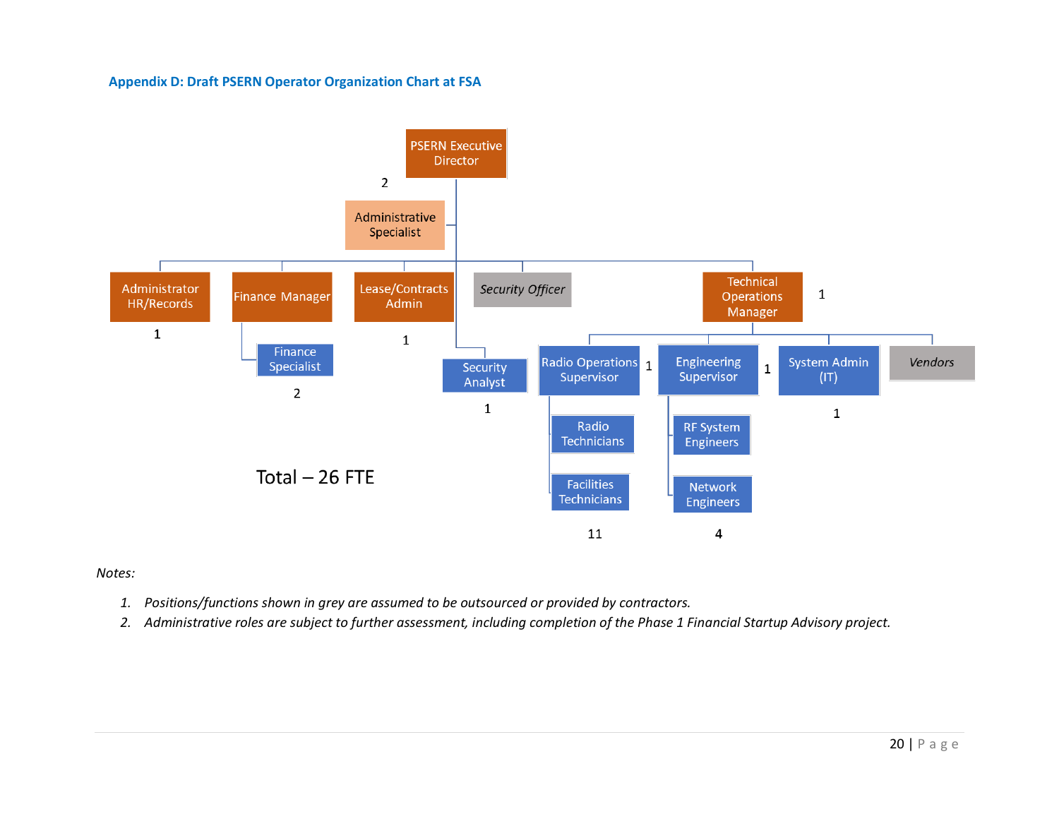### Appendix D: Draft PSERN Operator Organization Chart at FSA

- PSERN Executive Director
  - Administrative Specialist — 2
  - Administrator HR/Records — 1
  - Finance Manager
    - Finance Specialist — 2
  - Lease/Contracts Admin — 1
  - *Security Officer*
  - Security Analyst — 1
  - Technical Operations Manager — 1
    - Radio Operations Supervisor — 1
      - Radio Technicians
      - Facilities Technicians — 11
    - Engineering Supervisor — 1
      - RF System Engineers
      - Network Engineers — 4
    - System Admin (IT) — 1
    - *Vendors*

Total – 26 FTE

*Notes:*

1. *Positions/functions shown in grey are assumed to be outsourced or provided by contractors.*
2. *Administrative roles are subject to further assessment, including completion of the Phase 1 Financial Startup Advisory project.*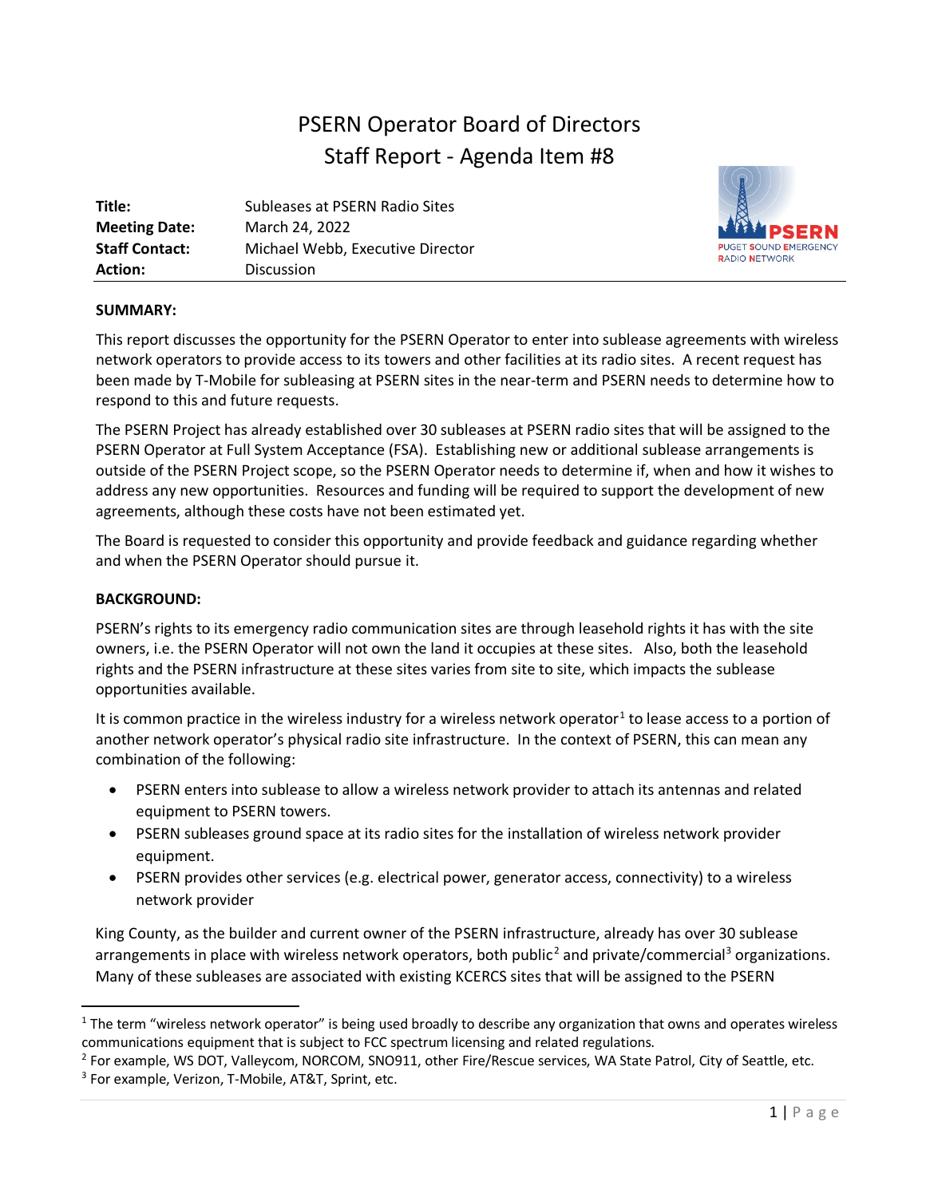# PSERN Operator Board of Directors
## Staff Report - Agenda Item #8

| | |
|---|---|
| **Title:** | Subleases at PSERN Radio Sites |
| **Meeting Date:** | March 24, 2022 |
| **Staff Contact:** | Michael Webb, Executive Director |
| **Action:** | Discussion |

PSERN
PUGET SOUND EMERGENCY RADIO NETWORK

**SUMMARY:**

This report discusses the opportunity for the PSERN Operator to enter into sublease agreements with wireless network operators to provide access to its towers and other facilities at its radio sites. A recent request has been made by T-Mobile for subleasing at PSERN sites in the near-term and PSERN needs to determine how to respond to this and future requests.

The PSERN Project has already established over 30 subleases at PSERN radio sites that will be assigned to the PSERN Operator at Full System Acceptance (FSA). Establishing new or additional sublease arrangements is outside of the PSERN Project scope, so the PSERN Operator needs to determine if, when and how it wishes to address any new opportunities. Resources and funding will be required to support the development of new agreements, although these costs have not been estimated yet.

The Board is requested to consider this opportunity and provide feedback and guidance regarding whether and when the PSERN Operator should pursue it.

**BACKGROUND:**

PSERN's rights to its emergency radio communication sites are through leasehold rights it has with the site owners, i.e. the PSERN Operator will not own the land it occupies at these sites. Also, both the leasehold rights and the PSERN infrastructure at these sites varies from site to site, which impacts the sublease opportunities available.

It is common practice in the wireless industry for a wireless network operator[1] to lease access to a portion of another network operator's physical radio site infrastructure. In the context of PSERN, this can mean any combination of the following:

- PSERN enters into sublease to allow a wireless network provider to attach its antennas and related equipment to PSERN towers.
- PSERN subleases ground space at its radio sites for the installation of wireless network provider equipment.
- PSERN provides other services (e.g. electrical power, generator access, connectivity) to a wireless network provider

King County, as the builder and current owner of the PSERN infrastructure, already has over 30 sublease arrangements in place with wireless network operators, both public[2] and private/commercial[3] organizations. Many of these subleases are associated with existing KCERCS sites that will be assigned to the PSERN

---

[1] The term "wireless network operator" is being used broadly to describe any organization that owns and operates wireless communications equipment that is subject to FCC spectrum licensing and related regulations.

[2] For example, WS DOT, Valleycom, NORCOM, SNO911, other Fire/Rescue services, WA State Patrol, City of Seattle, etc.

[3] For example, Verizon, T-Mobile, AT&T, Sprint, etc.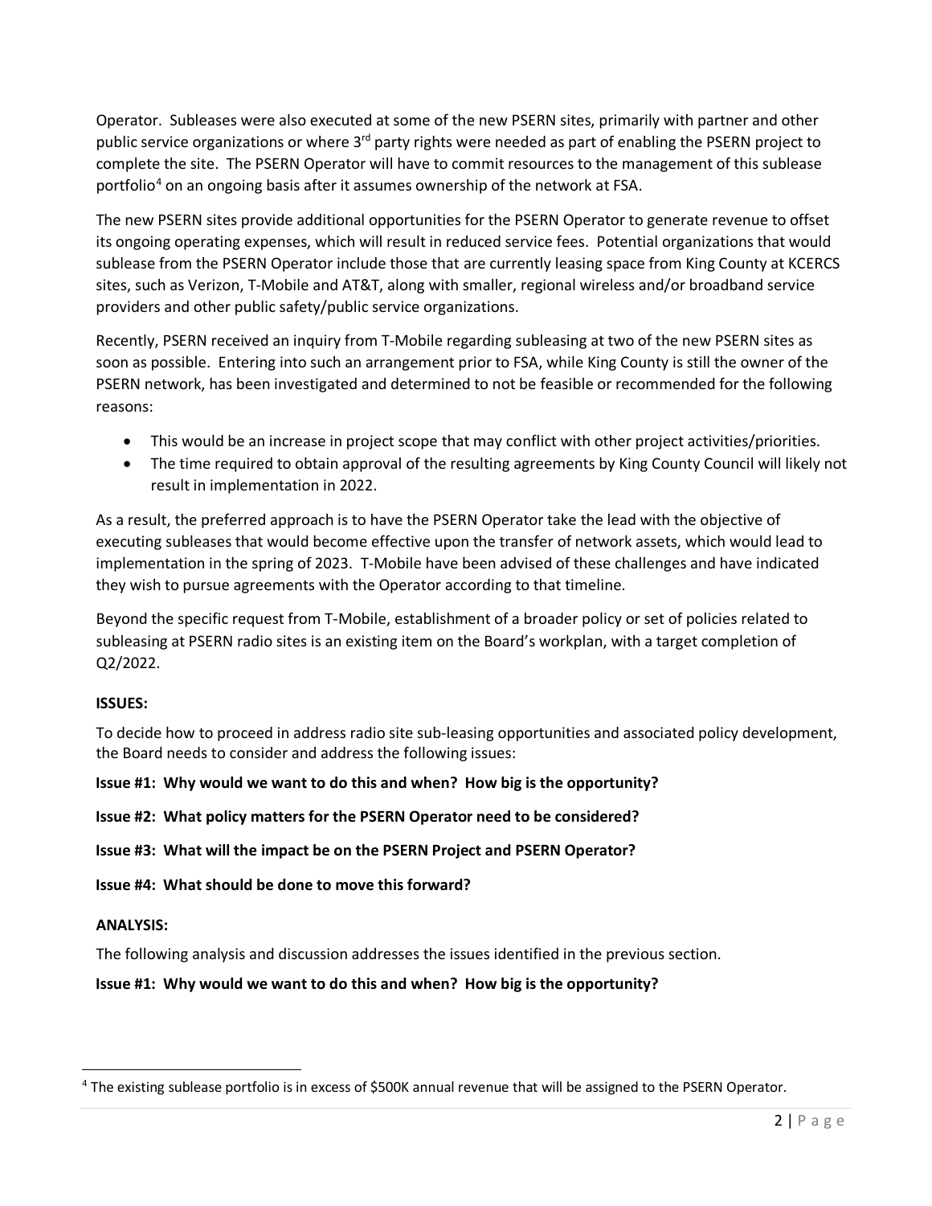Operator. Subleases were also executed at some of the new PSERN sites, primarily with partner and other public service organizations or where 3rd party rights were needed as part of enabling the PSERN project to complete the site. The PSERN Operator will have to commit resources to the management of this sublease portfolio[4] on an ongoing basis after it assumes ownership of the network at FSA.

The new PSERN sites provide additional opportunities for the PSERN Operator to generate revenue to offset its ongoing operating expenses, which will result in reduced service fees. Potential organizations that would sublease from the PSERN Operator include those that are currently leasing space from King County at KCERCS sites, such as Verizon, T-Mobile and AT&T, along with smaller, regional wireless and/or broadband service providers and other public safety/public service organizations.

Recently, PSERN received an inquiry from T-Mobile regarding subleasing at two of the new PSERN sites as soon as possible. Entering into such an arrangement prior to FSA, while King County is still the owner of the PSERN network, has been investigated and determined to not be feasible or recommended for the following reasons:

- This would be an increase in project scope that may conflict with other project activities/priorities.
- The time required to obtain approval of the resulting agreements by King County Council will likely not result in implementation in 2022.

As a result, the preferred approach is to have the PSERN Operator take the lead with the objective of executing subleases that would become effective upon the transfer of network assets, which would lead to implementation in the spring of 2023. T-Mobile have been advised of these challenges and have indicated they wish to pursue agreements with the Operator according to that timeline.

Beyond the specific request from T-Mobile, establishment of a broader policy or set of policies related to subleasing at PSERN radio sites is an existing item on the Board's workplan, with a target completion of Q2/2022.

**ISSUES:**

To decide how to proceed in address radio site sub-leasing opportunities and associated policy development, the Board needs to consider and address the following issues:

**Issue #1: Why would we want to do this and when? How big is the opportunity?**

**Issue #2: What policy matters for the PSERN Operator need to be considered?**

**Issue #3: What will the impact be on the PSERN Project and PSERN Operator?**

**Issue #4: What should be done to move this forward?**

**ANALYSIS:**

The following analysis and discussion addresses the issues identified in the previous section.

**Issue #1: Why would we want to do this and when? How big is the opportunity?**

[4] The existing sublease portfolio is in excess of $500K annual revenue that will be assigned to the PSERN Operator.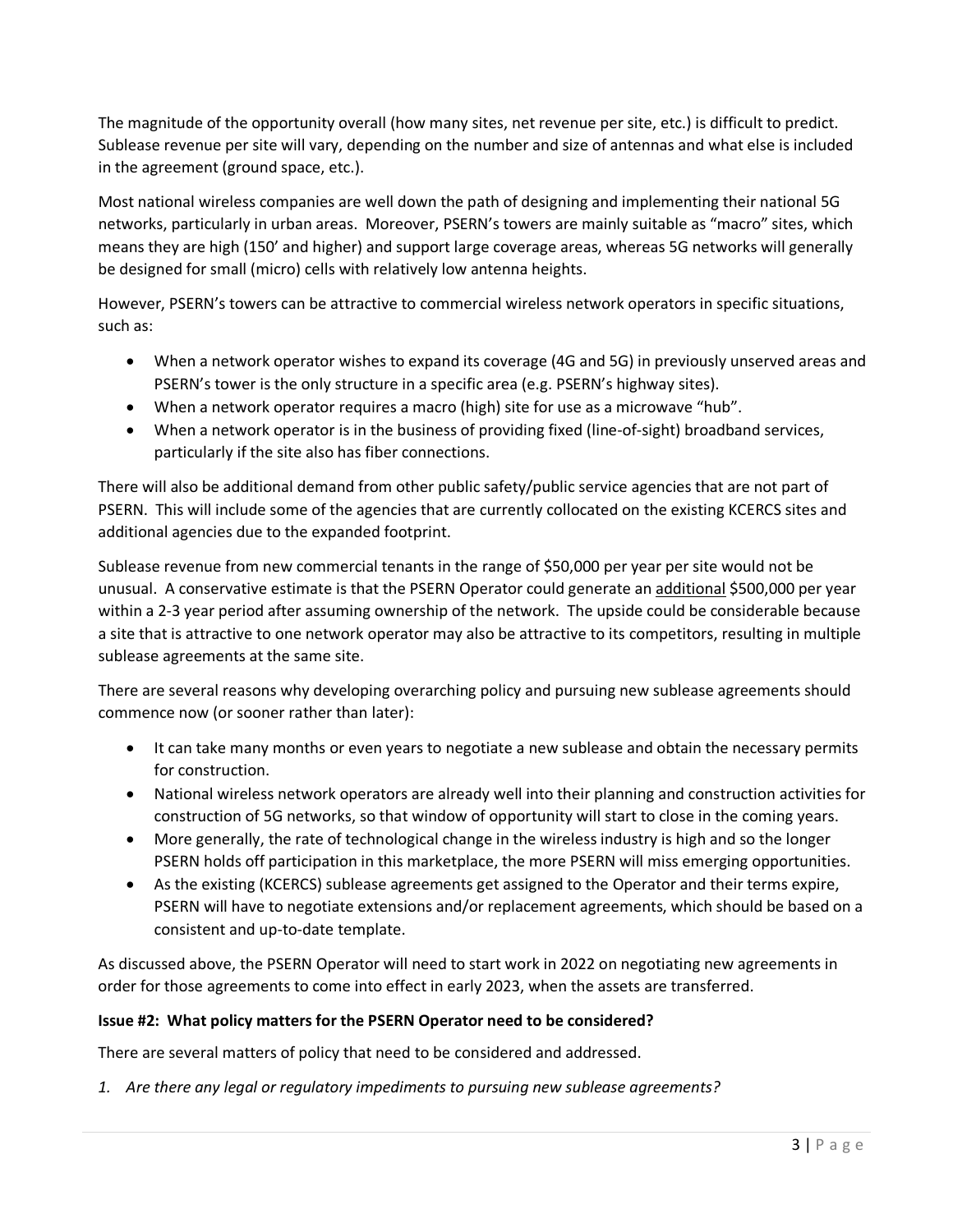The magnitude of the opportunity overall (how many sites, net revenue per site, etc.) is difficult to predict. Sublease revenue per site will vary, depending on the number and size of antennas and what else is included in the agreement (ground space, etc.).

Most national wireless companies are well down the path of designing and implementing their national 5G networks, particularly in urban areas. Moreover, PSERN's towers are mainly suitable as "macro" sites, which means they are high (150' and higher) and support large coverage areas, whereas 5G networks will generally be designed for small (micro) cells with relatively low antenna heights.

However, PSERN's towers can be attractive to commercial wireless network operators in specific situations, such as:

- When a network operator wishes to expand its coverage (4G and 5G) in previously unserved areas and PSERN's tower is the only structure in a specific area (e.g. PSERN's highway sites).
- When a network operator requires a macro (high) site for use as a microwave "hub".
- When a network operator is in the business of providing fixed (line-of-sight) broadband services, particularly if the site also has fiber connections.

There will also be additional demand from other public safety/public service agencies that are not part of PSERN. This will include some of the agencies that are currently collocated on the existing KCERCS sites and additional agencies due to the expanded footprint.

Sublease revenue from new commercial tenants in the range of $50,000 per year per site would not be unusual. A conservative estimate is that the PSERN Operator could generate an <u>additional</u> $500,000 per year within a 2-3 year period after assuming ownership of the network. The upside could be considerable because a site that is attractive to one network operator may also be attractive to its competitors, resulting in multiple sublease agreements at the same site.

There are several reasons why developing overarching policy and pursuing new sublease agreements should commence now (or sooner rather than later):

- It can take many months or even years to negotiate a new sublease and obtain the necessary permits for construction.
- National wireless network operators are already well into their planning and construction activities for construction of 5G networks, so that window of opportunity will start to close in the coming years.
- More generally, the rate of technological change in the wireless industry is high and so the longer PSERN holds off participation in this marketplace, the more PSERN will miss emerging opportunities.
- As the existing (KCERCS) sublease agreements get assigned to the Operator and their terms expire, PSERN will have to negotiate extensions and/or replacement agreements, which should be based on a consistent and up-to-date template.

As discussed above, the PSERN Operator will need to start work in 2022 on negotiating new agreements in order for those agreements to come into effect in early 2023, when the assets are transferred.

**Issue #2: What policy matters for the PSERN Operator need to be considered?**

There are several matters of policy that need to be considered and addressed.

1. *Are there any legal or regulatory impediments to pursuing new sublease agreements?*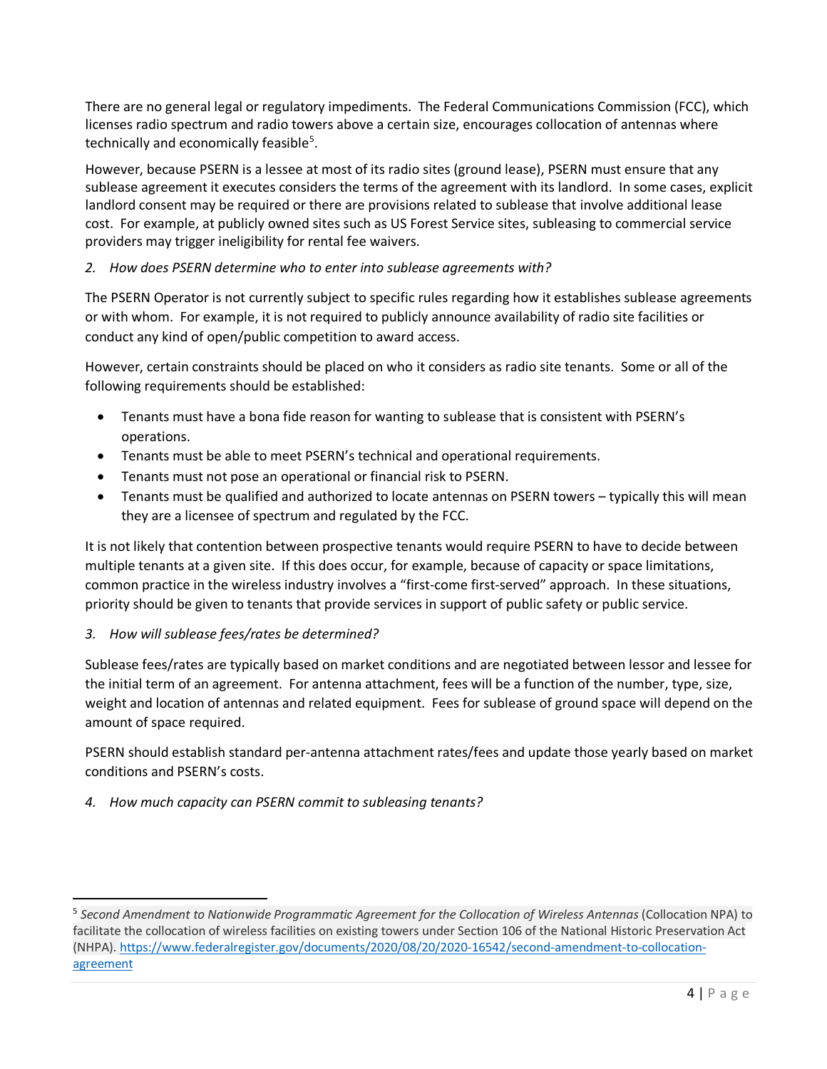There are no general legal or regulatory impediments. The Federal Communications Commission (FCC), which licenses radio spectrum and radio towers above a certain size, encourages collocation of antennas where technically and economically feasible[5].

However, because PSERN is a lessee at most of its radio sites (ground lease), PSERN must ensure that any sublease agreement it executes considers the terms of the agreement with its landlord. In some cases, explicit landlord consent may be required or there are provisions related to sublease that involve additional lease cost. For example, at publicly owned sites such as US Forest Service sites, subleasing to commercial service providers may trigger ineligibility for rental fee waivers.

*2. How does PSERN determine who to enter into sublease agreements with?*

The PSERN Operator is not currently subject to specific rules regarding how it establishes sublease agreements or with whom. For example, it is not required to publicly announce availability of radio site facilities or conduct any kind of open/public competition to award access.

However, certain constraints should be placed on who it considers as radio site tenants. Some or all of the following requirements should be established:

- Tenants must have a bona fide reason for wanting to sublease that is consistent with PSERN's operations.
- Tenants must be able to meet PSERN's technical and operational requirements.
- Tenants must not pose an operational or financial risk to PSERN.
- Tenants must be qualified and authorized to locate antennas on PSERN towers – typically this will mean they are a licensee of spectrum and regulated by the FCC.

It is not likely that contention between prospective tenants would require PSERN to have to decide between multiple tenants at a given site. If this does occur, for example, because of capacity or space limitations, common practice in the wireless industry involves a "first-come first-served" approach. In these situations, priority should be given to tenants that provide services in support of public safety or public service.

*3. How will sublease fees/rates be determined?*

Sublease fees/rates are typically based on market conditions and are negotiated between lessor and lessee for the initial term of an agreement. For antenna attachment, fees will be a function of the number, type, size, weight and location of antennas and related equipment. Fees for sublease of ground space will depend on the amount of space required.

PSERN should establish standard per-antenna attachment rates/fees and update those yearly based on market conditions and PSERN's costs.

*4. How much capacity can PSERN commit to subleasing tenants?*

---

[5] *Second Amendment to Nationwide Programmatic Agreement for the Collocation of Wireless Antennas* (Collocation NPA) to facilitate the collocation of wireless facilities on existing towers under Section 106 of the National Historic Preservation Act (NHPA). https://www.federalregister.gov/documents/2020/08/20/2020-16542/second-amendment-to-collocation-agreement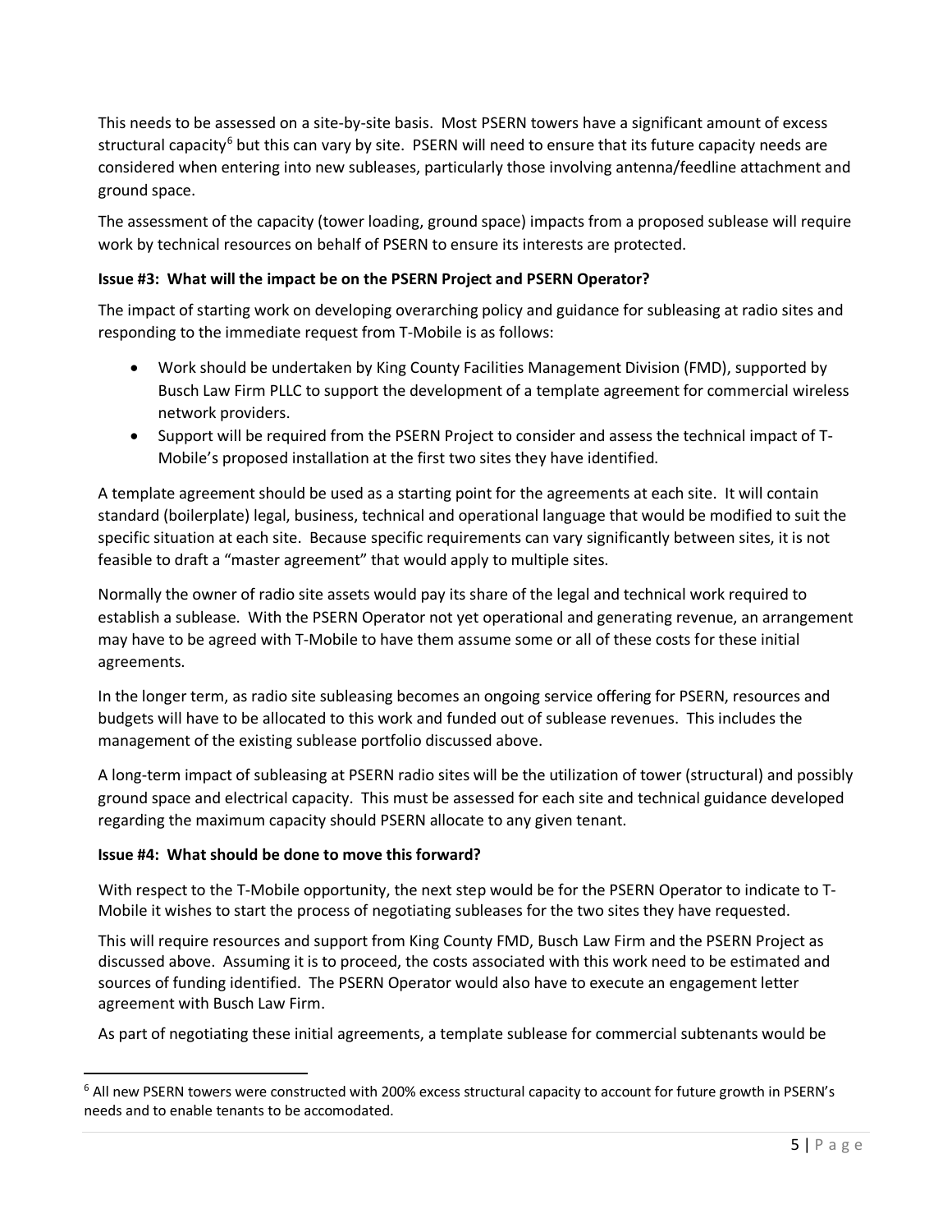This needs to be assessed on a site-by-site basis. Most PSERN towers have a significant amount of excess structural capacity[6] but this can vary by site. PSERN will need to ensure that its future capacity needs are considered when entering into new subleases, particularly those involving antenna/feedline attachment and ground space.

The assessment of the capacity (tower loading, ground space) impacts from a proposed sublease will require work by technical resources on behalf of PSERN to ensure its interests are protected.

**Issue #3: What will the impact be on the PSERN Project and PSERN Operator?**

The impact of starting work on developing overarching policy and guidance for subleasing at radio sites and responding to the immediate request from T-Mobile is as follows:

- Work should be undertaken by King County Facilities Management Division (FMD), supported by Busch Law Firm PLLC to support the development of a template agreement for commercial wireless network providers.
- Support will be required from the PSERN Project to consider and assess the technical impact of T-Mobile's proposed installation at the first two sites they have identified.

A template agreement should be used as a starting point for the agreements at each site. It will contain standard (boilerplate) legal, business, technical and operational language that would be modified to suit the specific situation at each site. Because specific requirements can vary significantly between sites, it is not feasible to draft a "master agreement" that would apply to multiple sites.

Normally the owner of radio site assets would pay its share of the legal and technical work required to establish a sublease. With the PSERN Operator not yet operational and generating revenue, an arrangement may have to be agreed with T-Mobile to have them assume some or all of these costs for these initial agreements.

In the longer term, as radio site subleasing becomes an ongoing service offering for PSERN, resources and budgets will have to be allocated to this work and funded out of sublease revenues. This includes the management of the existing sublease portfolio discussed above.

A long-term impact of subleasing at PSERN radio sites will be the utilization of tower (structural) and possibly ground space and electrical capacity. This must be assessed for each site and technical guidance developed regarding the maximum capacity should PSERN allocate to any given tenant.

**Issue #4: What should be done to move this forward?**

With respect to the T-Mobile opportunity, the next step would be for the PSERN Operator to indicate to T-Mobile it wishes to start the process of negotiating subleases for the two sites they have requested.

This will require resources and support from King County FMD, Busch Law Firm and the PSERN Project as discussed above. Assuming it is to proceed, the costs associated with this work need to be estimated and sources of funding identified. The PSERN Operator would also have to execute an engagement letter agreement with Busch Law Firm.

As part of negotiating these initial agreements, a template sublease for commercial subtenants would be

---

[6] All new PSERN towers were constructed with 200% excess structural capacity to account for future growth in PSERN's needs and to enable tenants to be accomodated.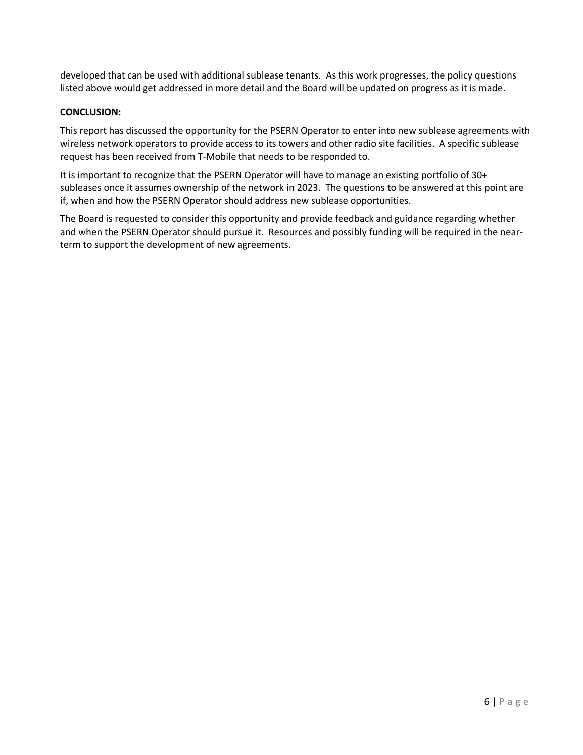developed that can be used with additional sublease tenants. As this work progresses, the policy questions listed above would get addressed in more detail and the Board will be updated on progress as it is made.

**CONCLUSION:**

This report has discussed the opportunity for the PSERN Operator to enter into new sublease agreements with wireless network operators to provide access to its towers and other radio site facilities. A specific sublease request has been received from T-Mobile that needs to be responded to.

It is important to recognize that the PSERN Operator will have to manage an existing portfolio of 30+ subleases once it assumes ownership of the network in 2023. The questions to be answered at this point are if, when and how the PSERN Operator should address new sublease opportunities.

The Board is requested to consider this opportunity and provide feedback and guidance regarding whether and when the PSERN Operator should pursue it. Resources and possibly funding will be required in the near-term to support the development of new agreements.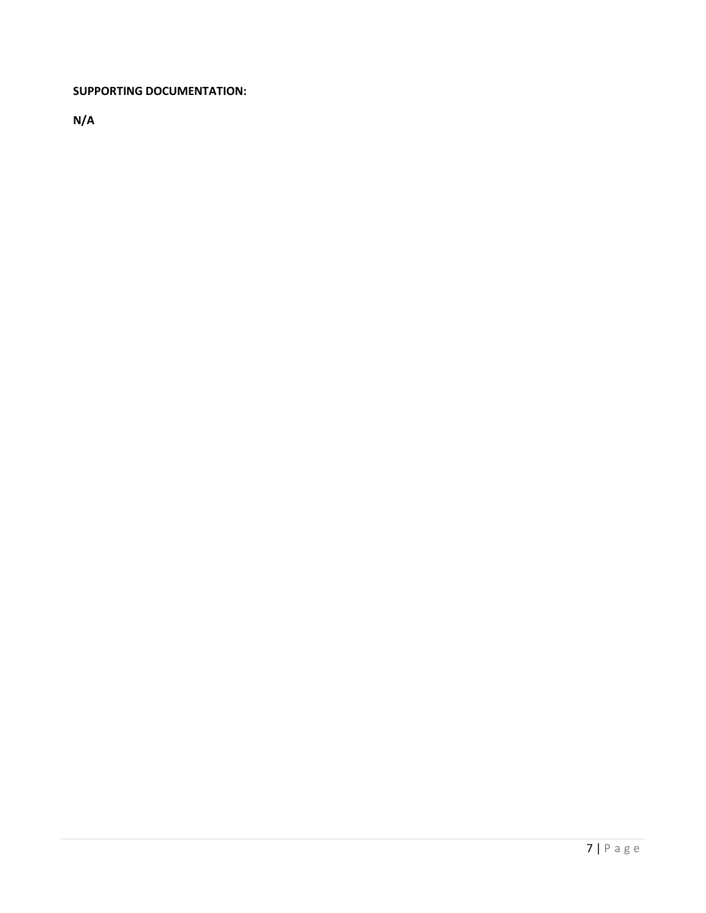**SUPPORTING DOCUMENTATION:**

**N/A**